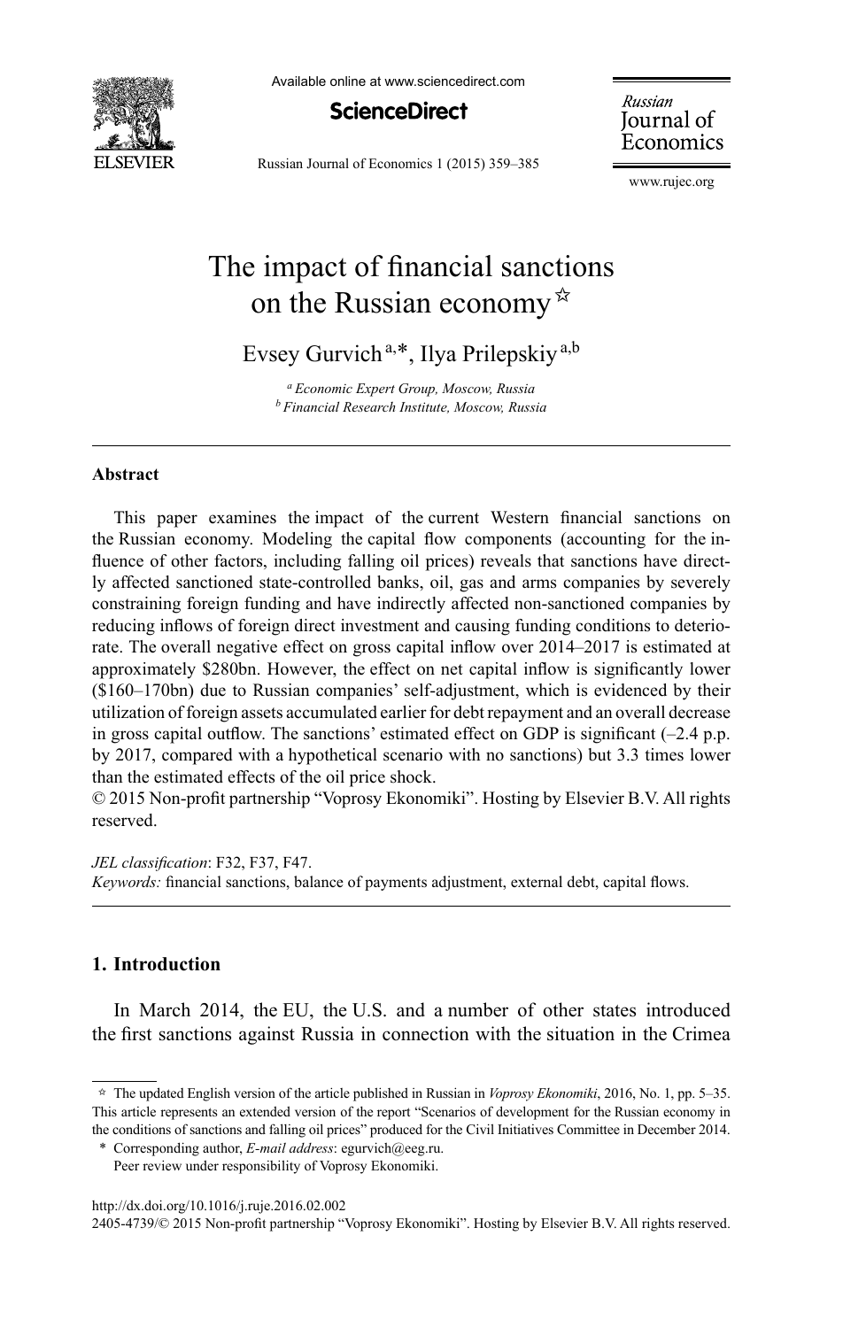# The impact of financial sanctions on the Russian economy ☆

Evsey Gurvich [a,*], Ilya Prilepskiy [a,b]

[a] *Economic Expert Group, Moscow, Russia*
[b] *Financial Research Institute, Moscow, Russia*

## Abstract

This paper examines the impact of the current Western financial sanctions on the Russian economy. Modeling the capital flow components (accounting for the influence of other factors, including falling oil prices) reveals that sanctions have directly affected sanctioned state-controlled banks, oil, gas and arms companies by severely constraining foreign funding and have indirectly affected non-sanctioned companies by reducing inflows of foreign direct investment and causing funding conditions to deteriorate. The overall negative effect on gross capital inflow over 2014–2017 is estimated at approximately $280bn. However, the effect on net capital inflow is significantly lower ($160–170bn) due to Russian companies' self-adjustment, which is evidenced by their utilization of foreign assets accumulated earlier for debt repayment and an overall decrease in gross capital outflow. The sanctions' estimated effect on GDP is significant (–2.4 p.p. by 2017, compared with a hypothetical scenario with no sanctions) but 3.3 times lower than the estimated effects of the oil price shock.

© 2015 Non-profit partnership "Voprosy Ekonomiki". Hosting by Elsevier B.V. All rights reserved.

*JEL classification*: F32, F37, F47.
*Keywords:* financial sanctions, balance of payments adjustment, external debt, capital flows.

## 1. Introduction

In March 2014, the EU, the U.S. and a number of other states introduced the first sanctions against Russia in connection with the situation in the Crimea

☆ The updated English version of the article published in Russian in *Voprosy Ekonomiki*, 2016, No. 1, pp. 5–35. This article represents an extended version of the report "Scenarios of development for the Russian economy in the conditions of sanctions and falling oil prices" produced for the Civil Initiatives Committee in December 2014.

\* Corresponding author, *E-mail address*: egurvich@eeg.ru.
Peer review under responsibility of Voprosy Ekonomiki.

http://dx.doi.org/10.1016/j.ruje.2016.02.002
2405-4739/© 2015 Non-profit partnership "Voprosy Ekonomiki". Hosting by Elsevier B.V. All rights reserved.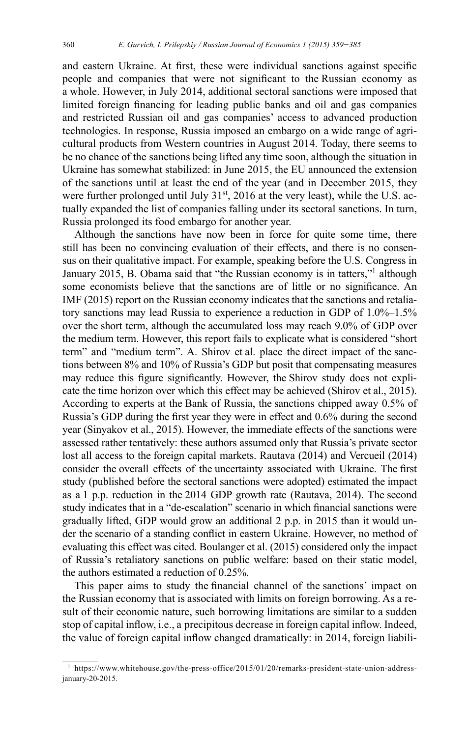and eastern Ukraine. At first, these were individual sanctions against specific people and companies that were not significant to the Russian economy as a whole. However, in July 2014, additional sectoral sanctions were imposed that limited foreign financing for leading public banks and oil and gas companies and restricted Russian oil and gas companies' access to advanced production technologies. In response, Russia imposed an embargo on a wide range of agricultural products from Western countries in August 2014. Today, there seems to be no chance of the sanctions being lifted any time soon, although the situation in Ukraine has somewhat stabilized: in June 2015, the EU announced the extension of the sanctions until at least the end of the year (and in December 2015, they were further prolonged until July 31st, 2016 at the very least), while the U.S. actually expanded the list of companies falling under its sectoral sanctions. In turn, Russia prolonged its food embargo for another year.

Although the sanctions have now been in force for quite some time, there still has been no convincing evaluation of their effects, and there is no consensus on their qualitative impact. For example, speaking before the U.S. Congress in January 2015, B. Obama said that "the Russian economy is in tatters,"[1] although some economists believe that the sanctions are of little or no significance. An IMF (2015) report on the Russian economy indicates that the sanctions and retaliatory sanctions may lead Russia to experience a reduction in GDP of 1.0%–1.5% over the short term, although the accumulated loss may reach 9.0% of GDP over the medium term. However, this report fails to explicate what is considered "short term" and "medium term". A. Shirov et al. place the direct impact of the sanctions between 8% and 10% of Russia's GDP but posit that compensating measures may reduce this figure significantly. However, the Shirov study does not explicate the time horizon over which this effect may be achieved (Shirov et al., 2015). According to experts at the Bank of Russia, the sanctions chipped away 0.5% of Russia's GDP during the first year they were in effect and 0.6% during the second year (Sinyakov et al., 2015). However, the immediate effects of the sanctions were assessed rather tentatively: these authors assumed only that Russia's private sector lost all access to the foreign capital markets. Rautava (2014) and Vercueil (2014) consider the overall effects of the uncertainty associated with Ukraine. The first study (published before the sectoral sanctions were adopted) estimated the impact as a 1 p.p. reduction in the 2014 GDP growth rate (Rautava, 2014). The second study indicates that in a "de-escalation" scenario in which financial sanctions were gradually lifted, GDP would grow an additional 2 p.p. in 2015 than it would under the scenario of a standing conflict in eastern Ukraine. However, no method of evaluating this effect was cited. Boulanger et al. (2015) considered only the impact of Russia's retaliatory sanctions on public welfare: based on their static model, the authors estimated a reduction of 0.25%.

This paper aims to study the financial channel of the sanctions' impact on the Russian economy that is associated with limits on foreign borrowing. As a result of their economic nature, such borrowing limitations are similar to a sudden stop of capital inflow, i.e., a precipitous decrease in foreign capital inflow. Indeed, the value of foreign capital inflow changed dramatically: in 2014, foreign liabili-

[1] https://www.whitehouse.gov/the-press-office/2015/01/20/remarks-president-state-union-address-january-20-2015.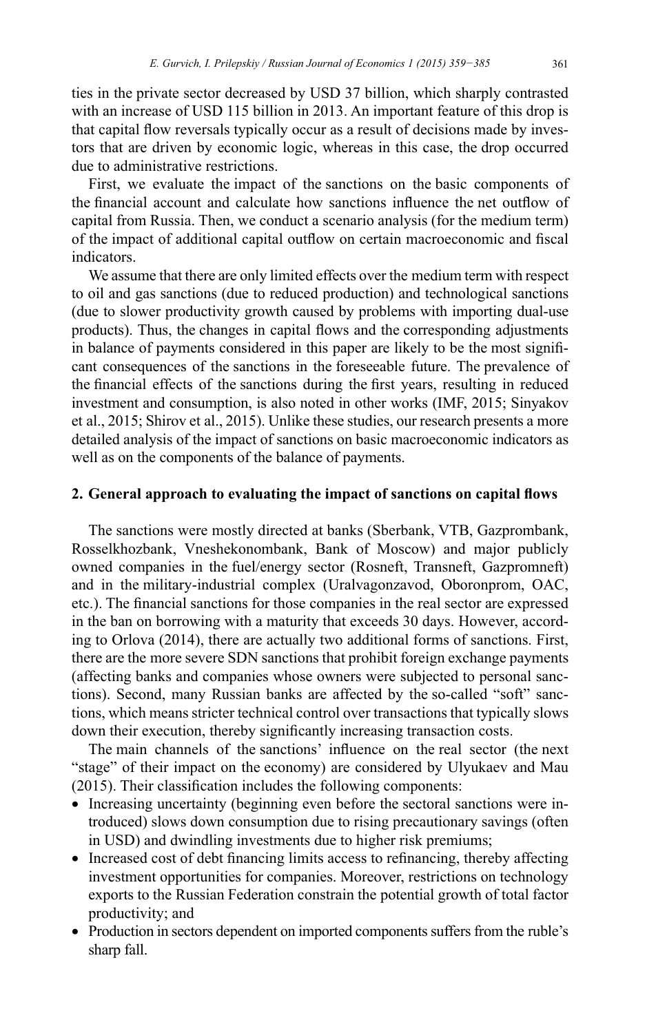ties in the private sector decreased by USD 37 billion, which sharply contrasted with an increase of USD 115 billion in 2013. An important feature of this drop is that capital flow reversals typically occur as a result of decisions made by investors that are driven by economic logic, whereas in this case, the drop occurred due to administrative restrictions.

First, we evaluate the impact of the sanctions on the basic components of the financial account and calculate how sanctions influence the net outflow of capital from Russia. Then, we conduct a scenario analysis (for the medium term) of the impact of additional capital outflow on certain macroeconomic and fiscal indicators.

We assume that there are only limited effects over the medium term with respect to oil and gas sanctions (due to reduced production) and technological sanctions (due to slower productivity growth caused by problems with importing dual-use products). Thus, the changes in capital flows and the corresponding adjustments in balance of payments considered in this paper are likely to be the most significant consequences of the sanctions in the foreseeable future. The prevalence of the financial effects of the sanctions during the first years, resulting in reduced investment and consumption, is also noted in other works (IMF, 2015; Sinyakov et al., 2015; Shirov et al., 2015). Unlike these studies, our research presents a more detailed analysis of the impact of sanctions on basic macroeconomic indicators as well as on the components of the balance of payments.

## 2. General approach to evaluating the impact of sanctions on capital flows

The sanctions were mostly directed at banks (Sberbank, VTB, Gazprombank, Rosselkhozbank, Vneshekonombank, Bank of Moscow) and major publicly owned companies in the fuel/energy sector (Rosneft, Transneft, Gazpromneft) and in the military-industrial complex (Uralvagonzavod, Oboronprom, OAC, etc.). The financial sanctions for those companies in the real sector are expressed in the ban on borrowing with a maturity that exceeds 30 days. However, according to Orlova (2014), there are actually two additional forms of sanctions. First, there are the more severe SDN sanctions that prohibit foreign exchange payments (affecting banks and companies whose owners were subjected to personal sanctions). Second, many Russian banks are affected by the so-called "soft" sanctions, which means stricter technical control over transactions that typically slows down their execution, thereby significantly increasing transaction costs.

The main channels of the sanctions' influence on the real sector (the next "stage" of their impact on the economy) are considered by Ulyukaev and Mau (2015). Their classification includes the following components:

- Increasing uncertainty (beginning even before the sectoral sanctions were introduced) slows down consumption due to rising precautionary savings (often in USD) and dwindling investments due to higher risk premiums;
- Increased cost of debt financing limits access to refinancing, thereby affecting investment opportunities for companies. Moreover, restrictions on technology exports to the Russian Federation constrain the potential growth of total factor productivity; and
- Production in sectors dependent on imported components suffers from the ruble's sharp fall.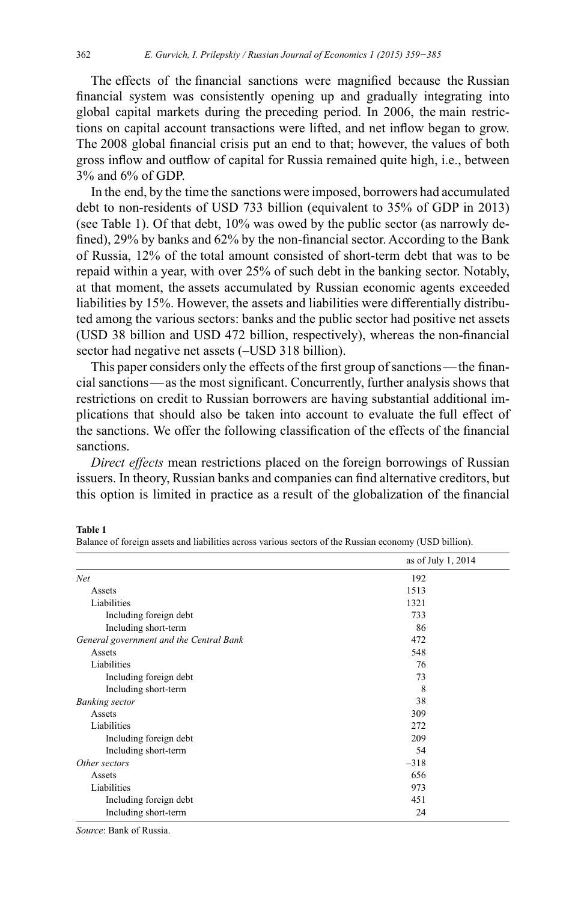The effects of the financial sanctions were magnified because the Russian financial system was consistently opening up and gradually integrating into global capital markets during the preceding period. In 2006, the main restrictions on capital account transactions were lifted, and net inflow began to grow. The 2008 global financial crisis put an end to that; however, the values of both gross inflow and outflow of capital for Russia remained quite high, i.e., between 3% and 6% of GDP.

In the end, by the time the sanctions were imposed, borrowers had accumulated debt to non-residents of USD 733 billion (equivalent to 35% of GDP in 2013) (see Table 1). Of that debt, 10% was owed by the public sector (as narrowly defined), 29% by banks and 62% by the non-financial sector. According to the Bank of Russia, 12% of the total amount consisted of short-term debt that was to be repaid within a year, with over 25% of such debt in the banking sector. Notably, at that moment, the assets accumulated by Russian economic agents exceeded liabilities by 15%. However, the assets and liabilities were differentially distributed among the various sectors: banks and the public sector had positive net assets (USD 38 billion and USD 472 billion, respectively), whereas the non-financial sector had negative net assets (–USD 318 billion).

This paper considers only the effects of the first group of sanctions — the financial sanctions — as the most significant. Concurrently, further analysis shows that restrictions on credit to Russian borrowers are having substantial additional implications that should also be taken into account to evaluate the full effect of the sanctions. We offer the following classification of the effects of the financial sanctions.

*Direct effects* mean restrictions placed on the foreign borrowings of Russian issuers. In theory, Russian banks and companies can find alternative creditors, but this option is limited in practice as a result of the globalization of the financial

**Table 1**
Balance of foreign assets and liabilities across various sectors of the Russian economy (USD billion).

| | as of July 1, 2014 |
|---|---|
| *Net* | 192 |
| Assets | 1513 |
| Liabilities | 1321 |
| Including foreign debt | 733 |
| Including short-term | 86 |
| *General government and the Central Bank* | 472 |
| Assets | 548 |
| Liabilities | 76 |
| Including foreign debt | 73 |
| Including short-term | 8 |
| *Banking sector* | 38 |
| Assets | 309 |
| Liabilities | 272 |
| Including foreign debt | 209 |
| Including short-term | 54 |
| *Other sectors* | –318 |
| Assets | 656 |
| Liabilities | 973 |
| Including foreign debt | 451 |
| Including short-term | 24 |

*Source*: Bank of Russia.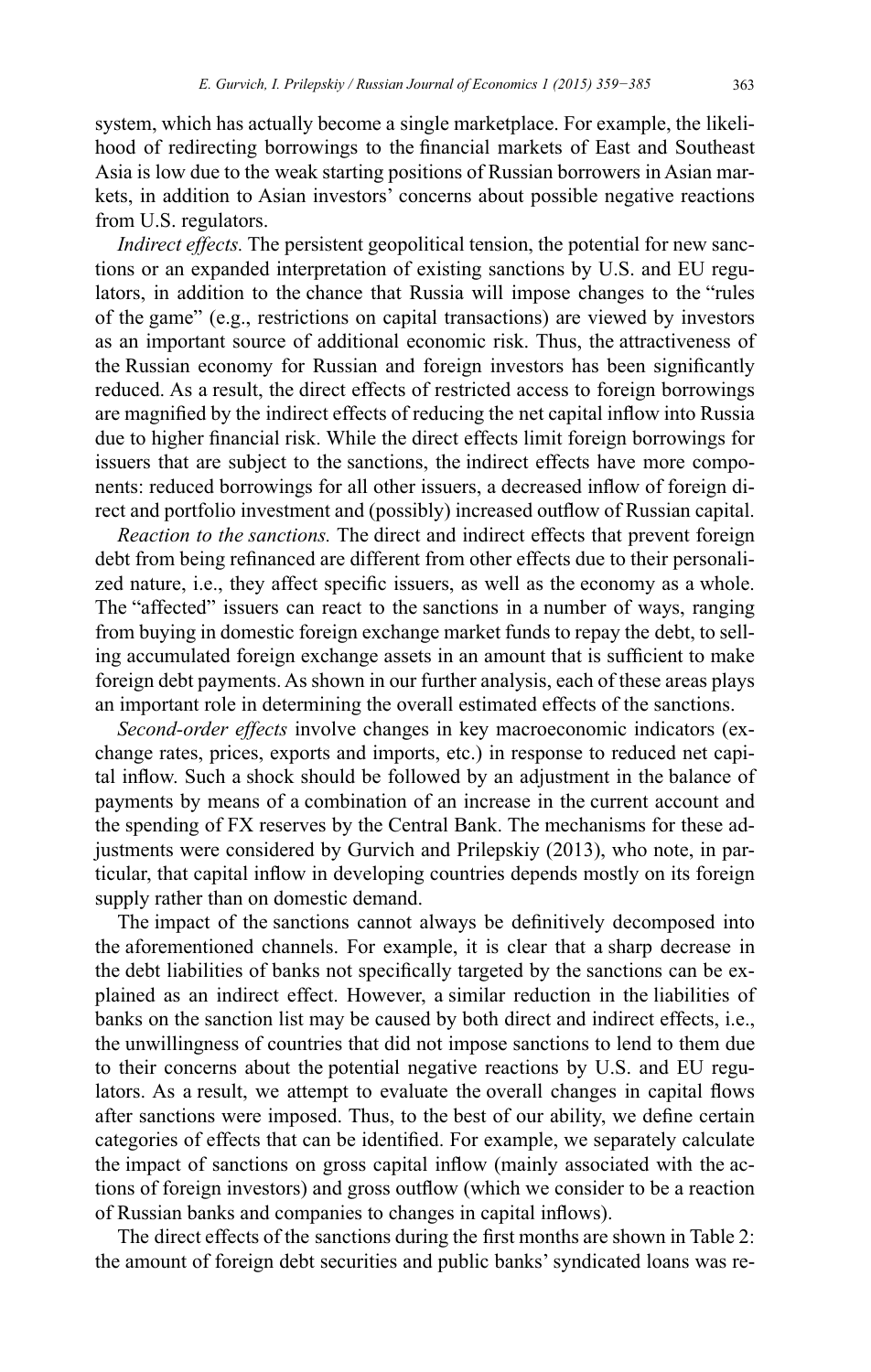system, which has actually become a single marketplace. For example, the likelihood of redirecting borrowings to the financial markets of East and Southeast Asia is low due to the weak starting positions of Russian borrowers in Asian markets, in addition to Asian investors' concerns about possible negative reactions from U.S. regulators.

*Indirect effects.* The persistent geopolitical tension, the potential for new sanctions or an expanded interpretation of existing sanctions by U.S. and EU regulators, in addition to the chance that Russia will impose changes to the "rules of the game" (e.g., restrictions on capital transactions) are viewed by investors as an important source of additional economic risk. Thus, the attractiveness of the Russian economy for Russian and foreign investors has been significantly reduced. As a result, the direct effects of restricted access to foreign borrowings are magnified by the indirect effects of reducing the net capital inflow into Russia due to higher financial risk. While the direct effects limit foreign borrowings for issuers that are subject to the sanctions, the indirect effects have more components: reduced borrowings for all other issuers, a decreased inflow of foreign direct and portfolio investment and (possibly) increased outflow of Russian capital.

*Reaction to the sanctions.* The direct and indirect effects that prevent foreign debt from being refinanced are different from other effects due to their personalized nature, i.e., they affect specific issuers, as well as the economy as a whole. The "affected" issuers can react to the sanctions in a number of ways, ranging from buying in domestic foreign exchange market funds to repay the debt, to selling accumulated foreign exchange assets in an amount that is sufficient to make foreign debt payments. As shown in our further analysis, each of these areas plays an important role in determining the overall estimated effects of the sanctions.

*Second-order effects* involve changes in key macroeconomic indicators (exchange rates, prices, exports and imports, etc.) in response to reduced net capital inflow. Such a shock should be followed by an adjustment in the balance of payments by means of a combination of an increase in the current account and the spending of FX reserves by the Central Bank. The mechanisms for these adjustments were considered by Gurvich and Prilepskiy (2013), who note, in particular, that capital inflow in developing countries depends mostly on its foreign supply rather than on domestic demand.

The impact of the sanctions cannot always be definitively decomposed into the aforementioned channels. For example, it is clear that a sharp decrease in the debt liabilities of banks not specifically targeted by the sanctions can be explained as an indirect effect. However, a similar reduction in the liabilities of banks on the sanction list may be caused by both direct and indirect effects, i.e., the unwillingness of countries that did not impose sanctions to lend to them due to their concerns about the potential negative reactions by U.S. and EU regulators. As a result, we attempt to evaluate the overall changes in capital flows after sanctions were imposed. Thus, to the best of our ability, we define certain categories of effects that can be identified. For example, we separately calculate the impact of sanctions on gross capital inflow (mainly associated with the actions of foreign investors) and gross outflow (which we consider to be a reaction of Russian banks and companies to changes in capital inflows).

The direct effects of the sanctions during the first months are shown in Table 2: the amount of foreign debt securities and public banks' syndicated loans was re-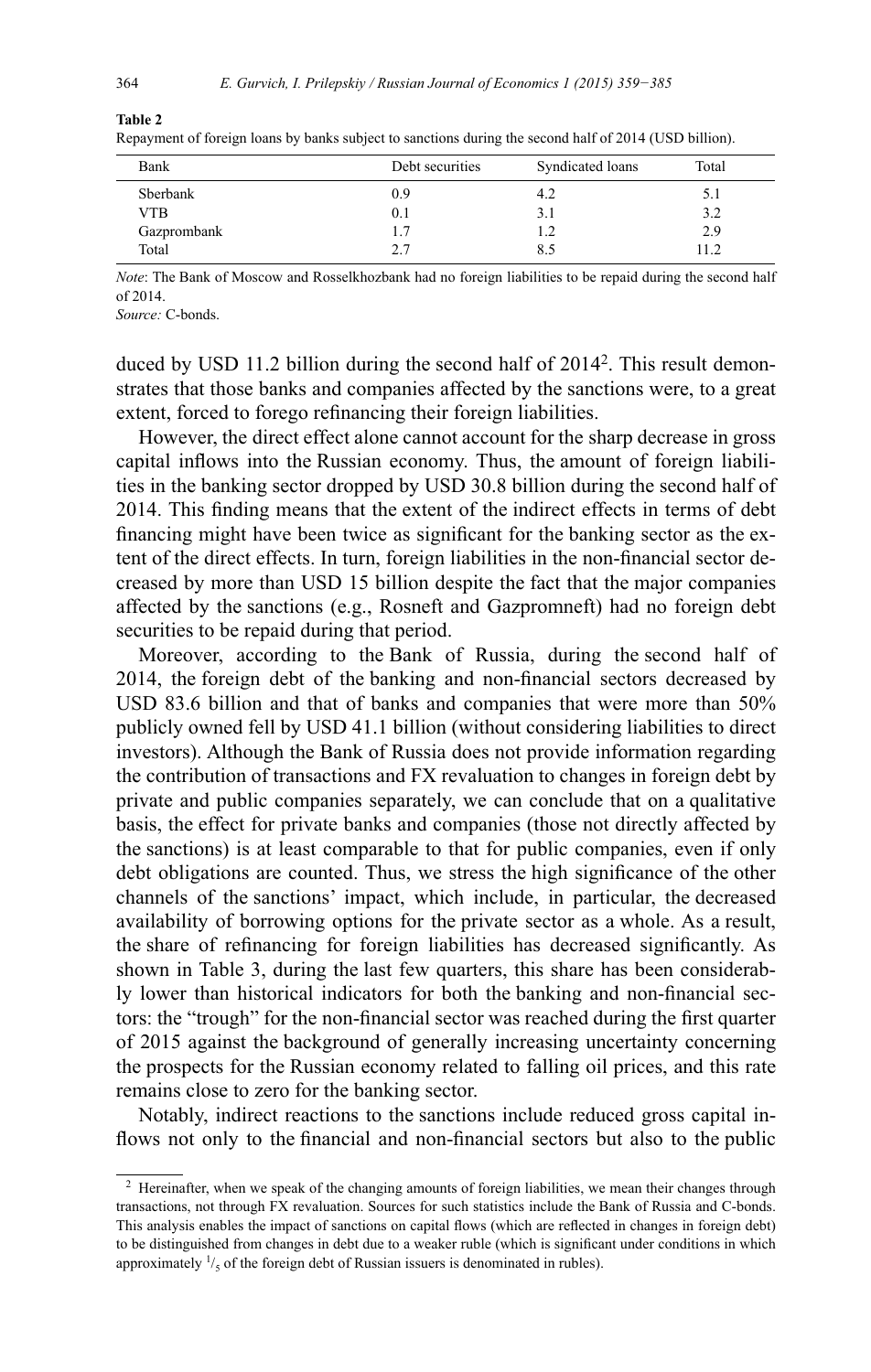**Table 2**

Repayment of foreign loans by banks subject to sanctions during the second half of 2014 (USD billion).

| Bank | Debt securities | Syndicated loans | Total |
|---|---|---|---|
| Sberbank | 0.9 | 4.2 | 5.1 |
| VTB | 0.1 | 3.1 | 3.2 |
| Gazprombank | 1.7 | 1.2 | 2.9 |
| Total | 2.7 | 8.5 | 11.2 |

*Note*: The Bank of Moscow and Rosselkhozbank had no foreign liabilities to be repaid during the second half of 2014.

*Source:* C-bonds.

duced by USD 11.2 billion during the second half of 2014[2]. This result demonstrates that those banks and companies affected by the sanctions were, to a great extent, forced to forego refinancing their foreign liabilities.

However, the direct effect alone cannot account for the sharp decrease in gross capital inflows into the Russian economy. Thus, the amount of foreign liabilities in the banking sector dropped by USD 30.8 billion during the second half of 2014. This finding means that the extent of the indirect effects in terms of debt financing might have been twice as significant for the banking sector as the extent of the direct effects. In turn, foreign liabilities in the non-financial sector decreased by more than USD 15 billion despite the fact that the major companies affected by the sanctions (e.g., Rosneft and Gazpromneft) had no foreign debt securities to be repaid during that period.

Moreover, according to the Bank of Russia, during the second half of 2014, the foreign debt of the banking and non-financial sectors decreased by USD 83.6 billion and that of banks and companies that were more than 50% publicly owned fell by USD 41.1 billion (without considering liabilities to direct investors). Although the Bank of Russia does not provide information regarding the contribution of transactions and FX revaluation to changes in foreign debt by private and public companies separately, we can conclude that on a qualitative basis, the effect for private banks and companies (those not directly affected by the sanctions) is at least comparable to that for public companies, even if only debt obligations are counted. Thus, we stress the high significance of the other channels of the sanctions' impact, which include, in particular, the decreased availability of borrowing options for the private sector as a whole. As a result, the share of refinancing for foreign liabilities has decreased significantly. As shown in Table 3, during the last few quarters, this share has been considerably lower than historical indicators for both the banking and non-financial sectors: the "trough" for the non-financial sector was reached during the first quarter of 2015 against the background of generally increasing uncertainty concerning the prospects for the Russian economy related to falling oil prices, and this rate remains close to zero for the banking sector.

Notably, indirect reactions to the sanctions include reduced gross capital inflows not only to the financial and non-financial sectors but also to the public

[2] Hereinafter, when we speak of the changing amounts of foreign liabilities, we mean their changes through transactions, not through FX revaluation. Sources for such statistics include the Bank of Russia and C-bonds. This analysis enables the impact of sanctions on capital flows (which are reflected in changes in foreign debt) to be distinguished from changes in debt due to a weaker ruble (which is significant under conditions in which approximately $^{1}/_{5}$ of the foreign debt of Russian issuers is denominated in rubles).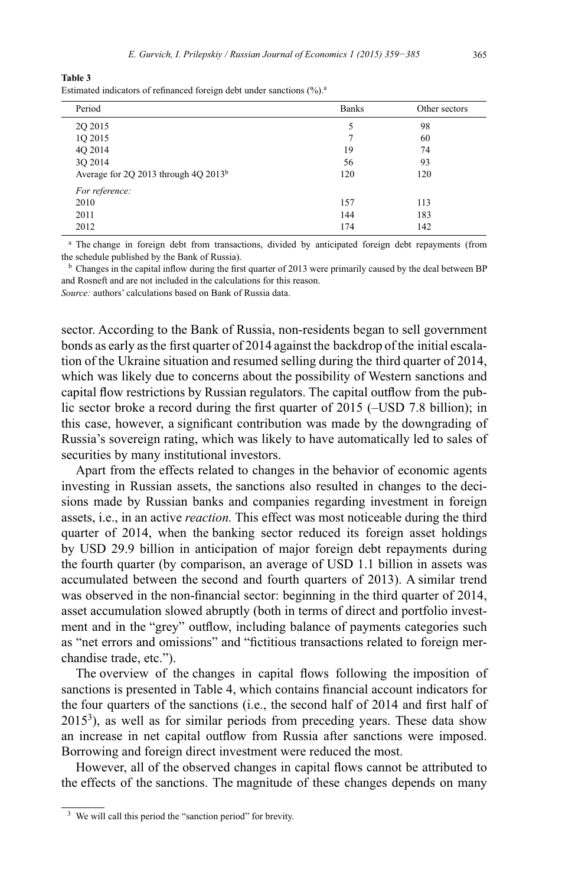**Table 3**
Estimated indicators of refinanced foreign debt under sanctions (%).[a]

| Period | Banks | Other sectors |
|---|---|---|
| 2Q 2015 | 5 | 98 |
| 1Q 2015 | 7 | 60 |
| 4Q 2014 | 19 | 74 |
| 3Q 2014 | 56 | 93 |
| Average for 2Q 2013 through 4Q 2013[b] | 120 | 120 |
| *For reference:* | | |
| 2010 | 157 | 113 |
| 2011 | 144 | 183 |
| 2012 | 174 | 142 |

[a] The change in foreign debt from transactions, divided by anticipated foreign debt repayments (from the schedule published by the Bank of Russia).

[b] Changes in the capital inflow during the first quarter of 2013 were primarily caused by the deal between BP and Rosneft and are not included in the calculations for this reason.

*Source:* authors' calculations based on Bank of Russia data.

sector. According to the Bank of Russia, non-residents began to sell government bonds as early as the first quarter of 2014 against the backdrop of the initial escalation of the Ukraine situation and resumed selling during the third quarter of 2014, which was likely due to concerns about the possibility of Western sanctions and capital flow restrictions by Russian regulators. The capital outflow from the public sector broke a record during the first quarter of 2015 (–USD 7.8 billion); in this case, however, a significant contribution was made by the downgrading of Russia's sovereign rating, which was likely to have automatically led to sales of securities by many institutional investors.

Apart from the effects related to changes in the behavior of economic agents investing in Russian assets, the sanctions also resulted in changes to the decisions made by Russian banks and companies regarding investment in foreign assets, i.e., in an active *reaction.* This effect was most noticeable during the third quarter of 2014, when the banking sector reduced its foreign asset holdings by USD 29.9 billion in anticipation of major foreign debt repayments during the fourth quarter (by comparison, an average of USD 1.1 billion in assets was accumulated between the second and fourth quarters of 2013). A similar trend was observed in the non-financial sector: beginning in the third quarter of 2014, asset accumulation slowed abruptly (both in terms of direct and portfolio investment and in the "grey" outflow, including balance of payments categories such as "net errors and omissions" and "fictitious transactions related to foreign merchandise trade, etc.").

The overview of the changes in capital flows following the imposition of sanctions is presented in Table 4, which contains financial account indicators for the four quarters of the sanctions (i.e., the second half of 2014 and first half of 2015[3]), as well as for similar periods from preceding years. These data show an increase in net capital outflow from Russia after sanctions were imposed. Borrowing and foreign direct investment were reduced the most.

However, all of the observed changes in capital flows cannot be attributed to the effects of the sanctions. The magnitude of these changes depends on many

[3] We will call this period the "sanction period" for brevity.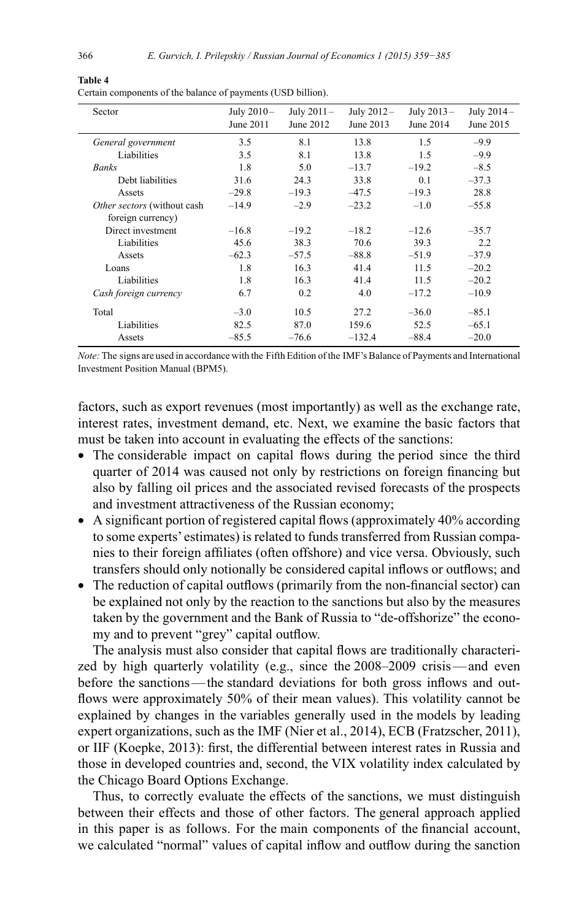**Table 4**
Certain components of the balance of payments (USD billion).

| Sector | July 2010–June 2011 | July 2011–June 2012 | July 2012–June 2013 | July 2013–June 2014 | July 2014–June 2015 |
|---|---|---|---|---|---|
| *General government* | 3.5 | 8.1 | 13.8 | 1.5 | −9.9 |
| Liabilities | 3.5 | 8.1 | 13.8 | 1.5 | −9.9 |
| *Banks* | 1.8 | 5.0 | −13.7 | −19.2 | −8.5 |
| Debt liabilities | 31.6 | 24.3 | 33.8 | 0.1 | −37.3 |
| Assets | −29.8 | −19.3 | −47.5 | −19.3 | 28.8 |
| *Other sectors* (without cash foreign currency) | −14.9 | −2.9 | −23.2 | −1.0 | −55.8 |
| Direct investment | −16.8 | −19.2 | −18.2 | −12.6 | −35.7 |
| Liabilities | 45.6 | 38.3 | 70.6 | 39.3 | 2.2 |
| Assets | −62.3 | −57.5 | −88.8 | −51.9 | −37.9 |
| Loans | 1.8 | 16.3 | 41.4 | 11.5 | −20.2 |
| Liabilities | 1.8 | 16.3 | 41.4 | 11.5 | −20.2 |
| *Cash foreign currency* | 6.7 | 0.2 | 4.0 | −17.2 | −10.9 |
| Total | −3.0 | 10.5 | 27.2 | −36.0 | −85.1 |
| Liabilities | 82.5 | 87.0 | 159.6 | 52.5 | −65.1 |
| Assets | −85.5 | −76.6 | −132.4 | −88.4 | −20.0 |

*Note:* The signs are used in accordance with the Fifth Edition of the IMF's Balance of Payments and International Investment Position Manual (BPM5).

factors, such as export revenues (most importantly) as well as the exchange rate, interest rates, investment demand, etc. Next, we examine the basic factors that must be taken into account in evaluating the effects of the sanctions:

- The considerable impact on capital flows during the period since the third quarter of 2014 was caused not only by restrictions on foreign financing but also by falling oil prices and the associated revised forecasts of the prospects and investment attractiveness of the Russian economy;
- A significant portion of registered capital flows (approximately 40% according to some experts' estimates) is related to funds transferred from Russian companies to their foreign affiliates (often offshore) and vice versa. Obviously, such transfers should only notionally be considered capital inflows or outflows; and
- The reduction of capital outflows (primarily from the non-financial sector) can be explained not only by the reaction to the sanctions but also by the measures taken by the government and the Bank of Russia to "de-offshorize" the economy and to prevent "grey" capital outflow.

The analysis must also consider that capital flows are traditionally characterized by high quarterly volatility (e.g., since the 2008–2009 crisis — and even before the sanctions — the standard deviations for both gross inflows and outflows were approximately 50% of their mean values). This volatility cannot be explained by changes in the variables generally used in the models by leading expert organizations, such as the IMF (Nier et al., 2014), ECB (Fratzscher, 2011), or IIF (Koepke, 2013): first, the differential between interest rates in Russia and those in developed countries and, second, the VIX volatility index calculated by the Chicago Board Options Exchange.

Thus, to correctly evaluate the effects of the sanctions, we must distinguish between their effects and those of other factors. The general approach applied in this paper is as follows. For the main components of the financial account, we calculated "normal" values of capital inflow and outflow during the sanction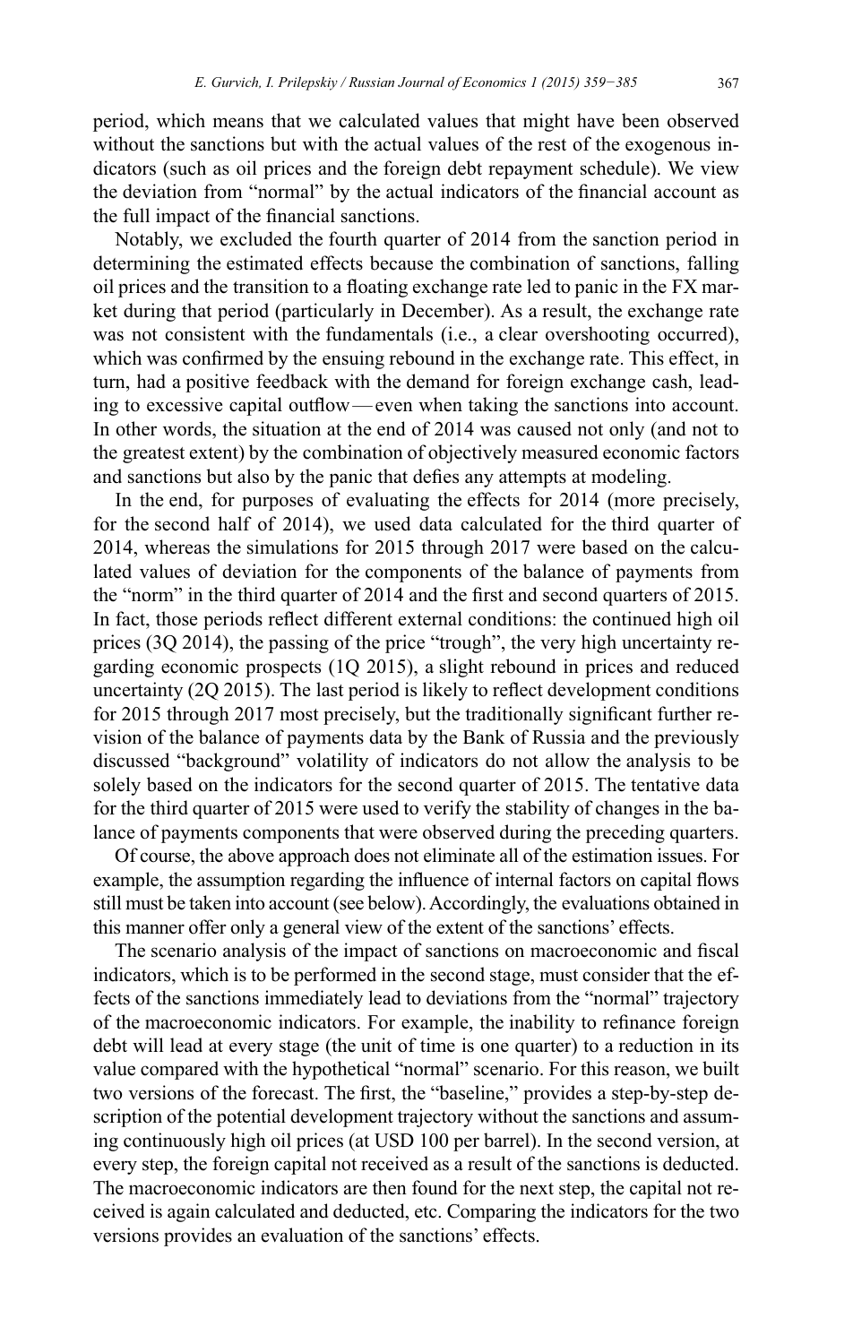period, which means that we calculated values that might have been observed without the sanctions but with the actual values of the rest of the exogenous indicators (such as oil prices and the foreign debt repayment schedule). We view the deviation from "normal" by the actual indicators of the financial account as the full impact of the financial sanctions.

Notably, we excluded the fourth quarter of 2014 from the sanction period in determining the estimated effects because the combination of sanctions, falling oil prices and the transition to a floating exchange rate led to panic in the FX market during that period (particularly in December). As a result, the exchange rate was not consistent with the fundamentals (i.e., a clear overshooting occurred), which was confirmed by the ensuing rebound in the exchange rate. This effect, in turn, had a positive feedback with the demand for foreign exchange cash, leading to excessive capital outflow — even when taking the sanctions into account. In other words, the situation at the end of 2014 was caused not only (and not to the greatest extent) by the combination of objectively measured economic factors and sanctions but also by the panic that defies any attempts at modeling.

In the end, for purposes of evaluating the effects for 2014 (more precisely, for the second half of 2014), we used data calculated for the third quarter of 2014, whereas the simulations for 2015 through 2017 were based on the calculated values of deviation for the components of the balance of payments from the "norm" in the third quarter of 2014 and the first and second quarters of 2015. In fact, those periods reflect different external conditions: the continued high oil prices (3Q 2014), the passing of the price "trough", the very high uncertainty regarding economic prospects (1Q 2015), a slight rebound in prices and reduced uncertainty (2Q 2015). The last period is likely to reflect development conditions for 2015 through 2017 most precisely, but the traditionally significant further revision of the balance of payments data by the Bank of Russia and the previously discussed "background" volatility of indicators do not allow the analysis to be solely based on the indicators for the second quarter of 2015. The tentative data for the third quarter of 2015 were used to verify the stability of changes in the balance of payments components that were observed during the preceding quarters.

Of course, the above approach does not eliminate all of the estimation issues. For example, the assumption regarding the influence of internal factors on capital flows still must be taken into account (see below). Accordingly, the evaluations obtained in this manner offer only a general view of the extent of the sanctions' effects.

The scenario analysis of the impact of sanctions on macroeconomic and fiscal indicators, which is to be performed in the second stage, must consider that the effects of the sanctions immediately lead to deviations from the "normal" trajectory of the macroeconomic indicators. For example, the inability to refinance foreign debt will lead at every stage (the unit of time is one quarter) to a reduction in its value compared with the hypothetical "normal" scenario. For this reason, we built two versions of the forecast. The first, the "baseline," provides a step-by-step description of the potential development trajectory without the sanctions and assuming continuously high oil prices (at USD 100 per barrel). In the second version, at every step, the foreign capital not received as a result of the sanctions is deducted. The macroeconomic indicators are then found for the next step, the capital not received is again calculated and deducted, etc. Comparing the indicators for the two versions provides an evaluation of the sanctions' effects.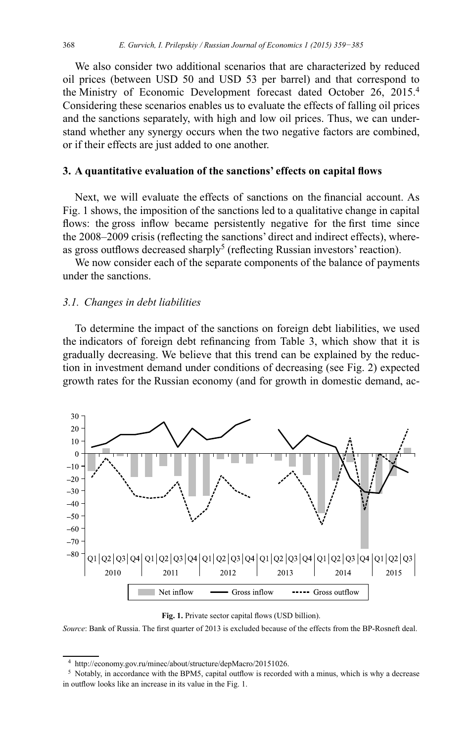We also consider two additional scenarios that are characterized by reduced oil prices (between USD 50 and USD 53 per barrel) and that correspond to the Ministry of Economic Development forecast dated October 26, 2015.[4] Considering these scenarios enables us to evaluate the effects of falling oil prices and the sanctions separately, with high and low oil prices. Thus, we can understand whether any synergy occurs when the two negative factors are combined, or if their effects are just added to one another.

## 3. A quantitative evaluation of the sanctions' effects on capital flows

Next, we will evaluate the effects of sanctions on the financial account. As Fig. 1 shows, the imposition of the sanctions led to a qualitative change in capital flows: the gross inflow became persistently negative for the first time since the 2008–2009 crisis (reflecting the sanctions' direct and indirect effects), whereas gross outflows decreased sharply[5] (reflecting Russian investors' reaction).

We now consider each of the separate components of the balance of payments under the sanctions.

### *3.1. Changes in debt liabilities*

To determine the impact of the sanctions on foreign debt liabilities, we used the indicators of foreign debt refinancing from Table 3, which show that it is gradually decreasing. We believe that this trend can be explained by the reduction in investment demand under conditions of decreasing (see Fig. 2) expected growth rates for the Russian economy (and for growth in domestic demand, ac-

30
20
10
0
−10
−20
−30
−40
−50
−60
−70
−80

Q1 Q2 Q3 Q4 Q1 Q2 Q3 Q4 Q1 Q2 Q3 Q4 Q1 Q2 Q3 Q4 Q1 Q2 Q3 Q4 Q1 Q2 Q3

2010 2011 2012 2013 2014 2015

Net inflow — Gross inflow ----- Gross outflow

**Fig. 1.** Private sector capital flows (USD billion).

*Source*: Bank of Russia. The first quarter of 2013 is excluded because of the effects from the BP-Rosneft deal.

[4] http://economy.gov.ru/minec/about/structure/depMacro/20151026.

[5] Notably, in accordance with the BPM5, capital outflow is recorded with a minus, which is why a decrease in outflow looks like an increase in its value in the Fig. 1.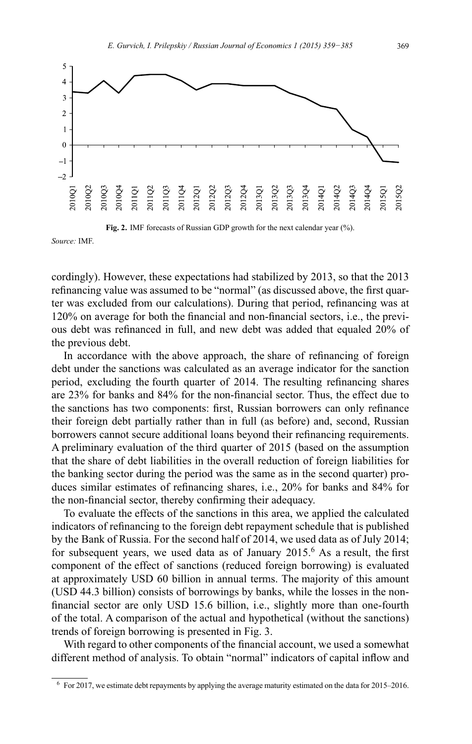5
4
3
2
1
0
–1
–2

2010Q1 2010Q2 2010Q3 2010Q4 2011Q1 2011Q2 2011Q3 2011Q4 2012Q1 2012Q2 2012Q3 2012Q4 2013Q1 2013Q2 2013Q3 2013Q4 2014Q1 2014Q2 2014Q3 2014Q4 2015Q1 2015Q2

**Fig. 2.** IMF forecasts of Russian GDP growth for the next calendar year (%).

*Source:* IMF.

cordingly). However, these expectations had stabilized by 2013, so that the 2013 refinancing value was assumed to be "normal" (as discussed above, the first quarter was excluded from our calculations). During that period, refinancing was at 120% on average for both the financial and non-financial sectors, i.e., the previous debt was refinanced in full, and new debt was added that equaled 20% of the previous debt.

In accordance with the above approach, the share of refinancing of foreign debt under the sanctions was calculated as an average indicator for the sanction period, excluding the fourth quarter of 2014. The resulting refinancing shares are 23% for banks and 84% for the non-financial sector. Thus, the effect due to the sanctions has two components: first, Russian borrowers can only refinance their foreign debt partially rather than in full (as before) and, second, Russian borrowers cannot secure additional loans beyond their refinancing requirements. A preliminary evaluation of the third quarter of 2015 (based on the assumption that the share of debt liabilities in the overall reduction of foreign liabilities for the banking sector during the period was the same as in the second quarter) produces similar estimates of refinancing shares, i.e., 20% for banks and 84% for the non-financial sector, thereby confirming their adequacy.

To evaluate the effects of the sanctions in this area, we applied the calculated indicators of refinancing to the foreign debt repayment schedule that is published by the Bank of Russia. For the second half of 2014, we used data as of July 2014; for subsequent years, we used data as of January 2015.[6] As a result, the first component of the effect of sanctions (reduced foreign borrowing) is evaluated at approximately USD 60 billion in annual terms. The majority of this amount (USD 44.3 billion) consists of borrowings by banks, while the losses in the non-financial sector are only USD 15.6 billion, i.e., slightly more than one-fourth of the total. A comparison of the actual and hypothetical (without the sanctions) trends of foreign borrowing is presented in Fig. 3.

With regard to other components of the financial account, we used a somewhat different method of analysis. To obtain "normal" indicators of capital inflow and

[6] For 2017, we estimate debt repayments by applying the average maturity estimated on the data for 2015–2016.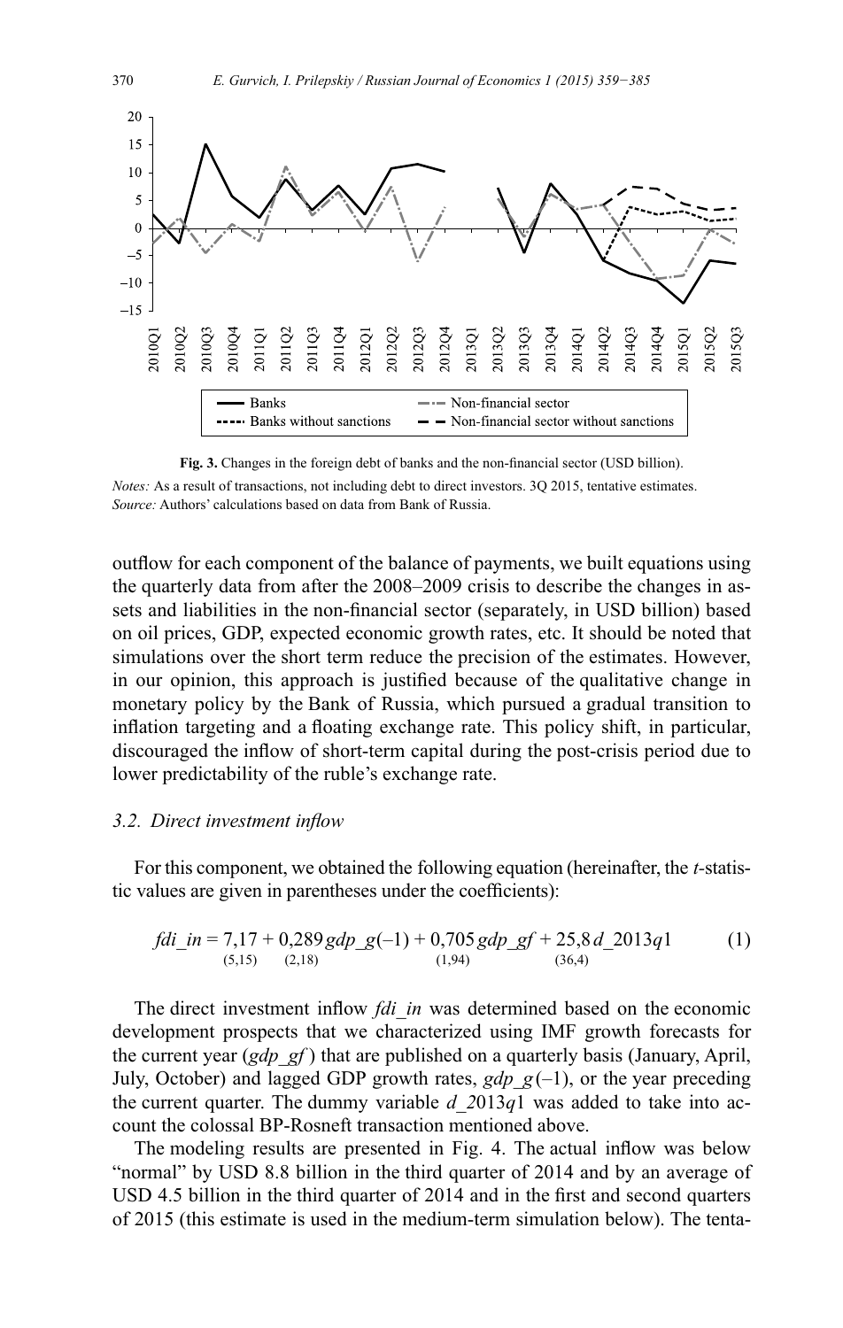20
15
10
5
0
−5
−10
−15

2010Q1 2010Q2 2010Q3 2010Q4 2011Q1 2011Q2 2011Q3 2011Q4 2012Q1 2012Q2 2012Q3 2012Q4 2013Q1 2013Q2 2013Q3 2013Q4 2014Q1 2014Q2 2014Q3 2014Q4 2015Q1 2015Q2 2015Q3

Banks
Non-financial sector
Banks without sanctions
Non-financial sector without sanctions

**Fig. 3.** Changes in the foreign debt of banks and the non-financial sector (USD billion).

*Notes:* As a result of transactions, not including debt to direct investors. 3Q 2015, tentative estimates.
*Source:* Authors' calculations based on data from Bank of Russia.

outflow for each component of the balance of payments, we built equations using the quarterly data from after the 2008–2009 crisis to describe the changes in assets and liabilities in the non-financial sector (separately, in USD billion) based on oil prices, GDP, expected economic growth rates, etc. It should be noted that simulations over the short term reduce the precision of the estimates. However, in our opinion, this approach is justified because of the qualitative change in monetary policy by the Bank of Russia, which pursued a gradual transition to inflation targeting and a floating exchange rate. This policy shift, in particular, discouraged the inflow of short-term capital during the post-crisis period due to lower predictability of the ruble's exchange rate.

### 3.2. Direct investment inflow

For this component, we obtained the following equation (hereinafter, the *t*-statistic values are given in parentheses under the coefficients):

$$fdi\_in = \underset{(5{,}15)}{7{,}17} + \underset{(2{,}18)}{0{,}289}\, gdp\_g(-1) + \underset{(1{,}94)}{0{,}705}\, gdp\_gf + \underset{(36{,}4)}{25{,}8}\, d\_2013q1 \qquad (1)$$

The direct investment inflow $fdi\_in$ was determined based on the economic development prospects that we characterized using IMF growth forecasts for the current year ($gdp\_gf$) that are published on a quarterly basis (January, April, July, October) and lagged GDP growth rates, $gdp\_g(-1)$, or the year preceding the current quarter. The dummy variable $d\_2013q1$ was added to take into account the colossal BP-Rosneft transaction mentioned above.

The modeling results are presented in Fig. 4. The actual inflow was below "normal" by USD 8.8 billion in the third quarter of 2014 and by an average of USD 4.5 billion in the third quarter of 2014 and in the first and second quarters of 2015 (this estimate is used in the medium-term simulation below). The tenta-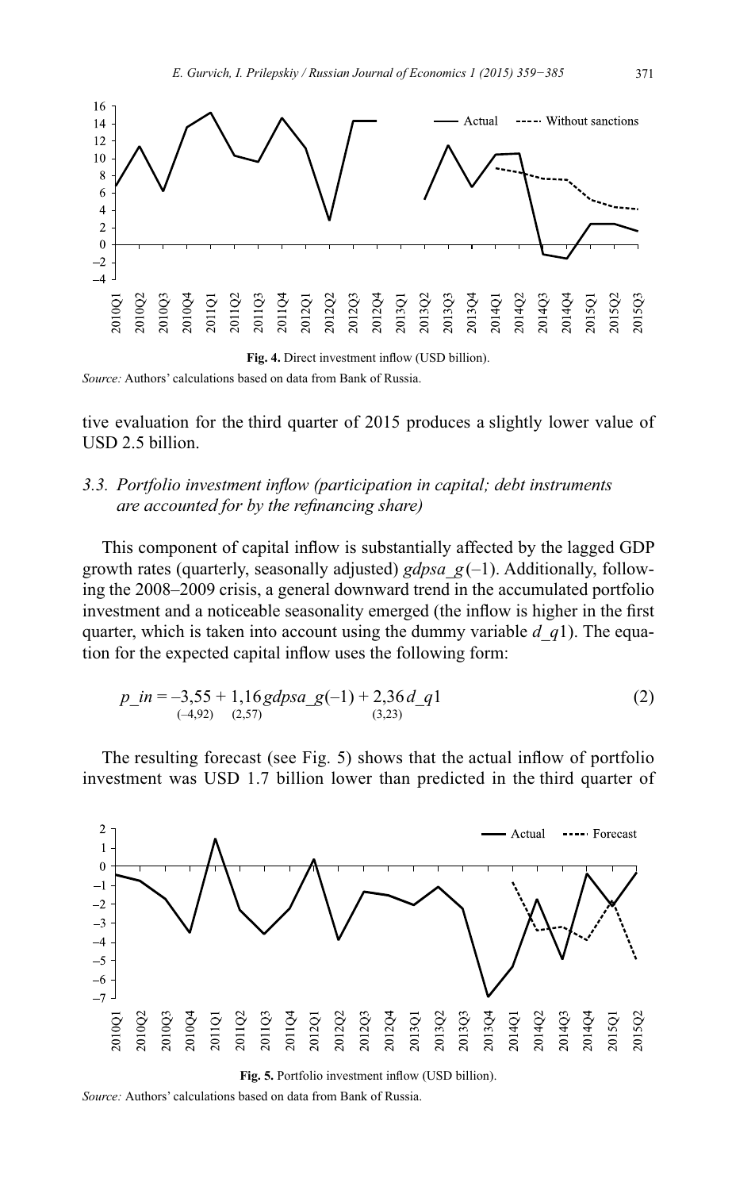16
14
12
10
8
6
4
2
0
−2
−4

Actual
Without sanctions

2010Q1 2010Q2 2010Q3 2010Q4 2011Q1 2011Q2 2011Q3 2011Q4 2012Q1 2012Q2 2012Q3 2012Q4 2013Q1 2013Q2 2013Q3 2013Q4 2014Q1 2014Q2 2014Q3 2014Q4 2015Q1 2015Q2 2015Q3

**Fig. 4.** Direct investment inflow (USD billion).

*Source:* Authors' calculations based on data from Bank of Russia.

tive evaluation for the third quarter of 2015 produces a slightly lower value of USD 2.5 billion.

### *3.3. Portfolio investment inflow (participation in capital; debt instruments are accounted for by the refinancing share)*

This component of capital inflow is substantially affected by the lagged GDP growth rates (quarterly, seasonally adjusted) $gdpsa\_g(-1)$. Additionally, following the 2008–2009 crisis, a general downward trend in the accumulated portfolio investment and a noticeable seasonality emerged (the inflow is higher in the first quarter, which is taken into account using the dummy variable $d\_q1$). The equation for the expected capital inflow uses the following form:

$$p\_in = \underset{(-4{,}92)}{-3{,}55} + \underset{(2{,}57)}{1{,}16}\,gdpsa\_g(-1) + \underset{(3{,}23)}{2{,}36}\,d\_q1 \tag{2}$$

The resulting forecast (see Fig. 5) shows that the actual inflow of portfolio investment was USD 1.7 billion lower than predicted in the third quarter of

2
1
0
−1
−2
−3
−4
−5
−6
−7

Actual
Forecast

2010Q1 2010Q2 2010Q3 2010Q4 2011Q1 2011Q2 2011Q3 2011Q4 2012Q1 2012Q2 2012Q3 2012Q4 2013Q1 2013Q2 2013Q3 2013Q4 2014Q1 2014Q2 2014Q3 2014Q4 2015Q1 2015Q2

**Fig. 5.** Portfolio investment inflow (USD billion).

*Source:* Authors' calculations based on data from Bank of Russia.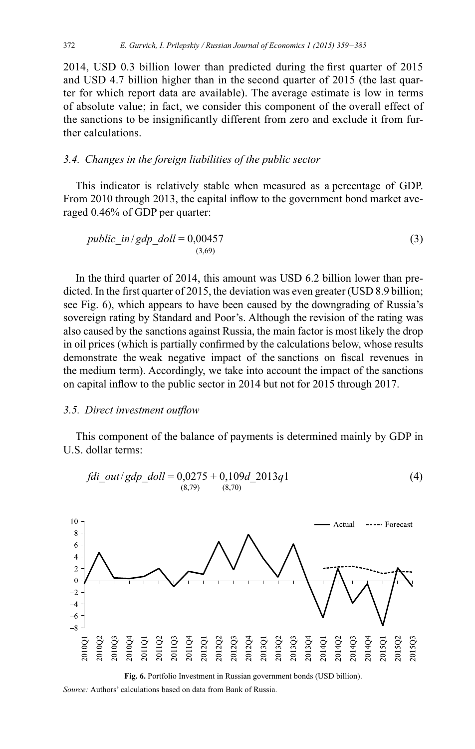2014, USD 0.3 billion lower than predicted during the first quarter of 2015 and USD 4.7 billion higher than in the second quarter of 2015 (the last quarter for which report data are available). The average estimate is low in terms of absolute value; in fact, we consider this component of the overall effect of the sanctions to be insignificantly different from zero and exclude it from further calculations.

### *3.4. Changes in the foreign liabilities of the public sector*

This indicator is relatively stable when measured as a percentage of GDP. From 2010 through 2013, the capital inflow to the government bond market averaged 0.46% of GDP per quarter:

$$public\_in/gdp\_doll = \underset{(3{,}69)}{0{,}00457} \tag{3}$$

In the third quarter of 2014, this amount was USD 6.2 billion lower than predicted. In the first quarter of 2015, the deviation was even greater (USD 8.9 billion; see Fig. 6), which appears to have been caused by the downgrading of Russia's sovereign rating by Standard and Poor's. Although the revision of the rating was also caused by the sanctions against Russia, the main factor is most likely the drop in oil prices (which is partially confirmed by the calculations below, whose results demonstrate the weak negative impact of the sanctions on fiscal revenues in the medium term). Accordingly, we take into account the impact of the sanctions on capital inflow to the public sector in 2014 but not for 2015 through 2017.

### *3.5. Direct investment outflow*

This component of the balance of payments is determined mainly by GDP in U.S. dollar terms:

$$fdi\_out/gdp\_doll = \underset{(8{,}79)}{0{,}0275} + \underset{(8{,}70)}{0{,}109}d\_2013q1 \tag{4}$$

10
8
6
4
2
0
−2
−4
−6
−8

Actual
Forecast

2010Q1 2010Q2 2010Q3 2010Q4 2011Q1 2011Q2 2011Q3 2011Q4 2012Q1 2012Q2 2012Q3 2012Q4 2013Q1 2013Q2 2013Q3 2013Q4 2014Q1 2014Q2 2014Q3 2014Q4 2015Q1 2015Q2 2015Q3

**Fig. 6.** Portfolio Investment in Russian government bonds (USD billion).

*Source:* Authors' calculations based on data from Bank of Russia.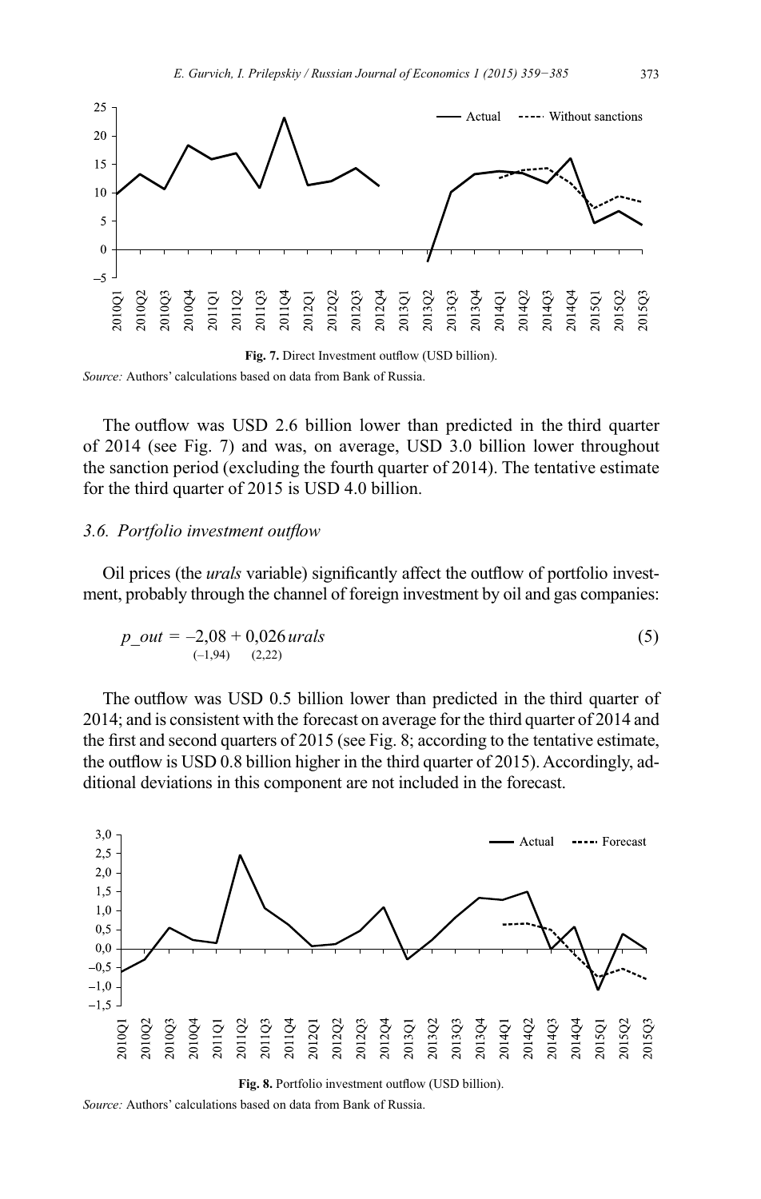25

20

15

10

5

0

–5

Actual

Without sanctions

2010Q1 2010Q2 2010Q3 2010Q4 2011Q1 2011Q2 2011Q3 2011Q4 2012Q1 2012Q2 2012Q3 2012Q4 2013Q1 2013Q2 2013Q3 2013Q4 2014Q1 2014Q2 2014Q3 2014Q4 2015Q1 2015Q2 2015Q3

**Fig. 7.** Direct Investment outflow (USD billion).

*Source:* Authors' calculations based on data from Bank of Russia.

The outflow was USD 2.6 billion lower than predicted in the third quarter of 2014 (see Fig. 7) and was, on average, USD 3.0 billion lower throughout the sanction period (excluding the fourth quarter of 2014). The tentative estimate for the third quarter of 2015 is USD 4.0 billion.

### 3.6. Portfolio investment outflow

Oil prices (the *urals* variable) significantly affect the outflow of portfolio investment, probably through the channel of foreign investment by oil and gas companies:

$$p\_out = \underset{(-1{,}94)}{-2{,}08} + \underset{(2{,}22)}{0{,}026}\, urals \tag{5}$$

The outflow was USD 0.5 billion lower than predicted in the third quarter of 2014; and is consistent with the forecast on average for the third quarter of 2014 and the first and second quarters of 2015 (see Fig. 8; according to the tentative estimate, the outflow is USD 0.8 billion higher in the third quarter of 2015). Accordingly, additional deviations in this component are not included in the forecast.

3,0

2,5

2,0

1,5

1,0

0,5

0,0

–0,5

–1,0

–1,5

Actual

Forecast

2010Q1 2010Q2 2010Q3 2010Q4 2011Q1 2011Q2 2011Q3 2011Q4 2012Q1 2012Q2 2012Q3 2012Q4 2013Q1 2013Q2 2013Q3 2013Q4 2014Q1 2014Q2 2014Q3 2014Q4 2015Q1 2015Q2 2015Q3

**Fig. 8.** Portfolio investment outflow (USD billion).

*Source:* Authors' calculations based on data from Bank of Russia.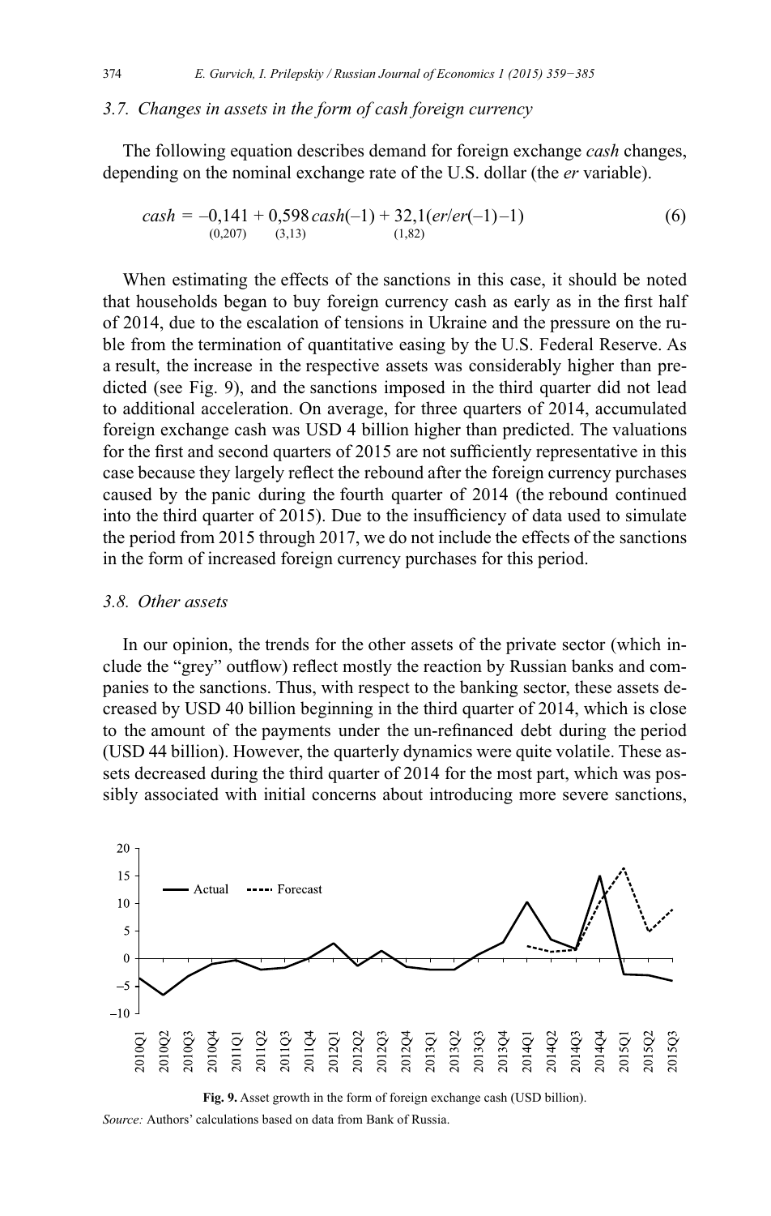### 3.7. Changes in assets in the form of cash foreign currency

The following equation describes demand for foreign exchange *cash* changes, depending on the nominal exchange rate of the U.S. dollar (the *er* variable).

$$cash = \underset{(0{,}207)}{-0{,}141} + \underset{(3{,}13)}{0{,}598}\,cash(-1) + \underset{(1{,}82)}{32{,}1}(er/er(-1)-1) \tag{6}$$

When estimating the effects of the sanctions in this case, it should be noted that households began to buy foreign currency cash as early as in the first half of 2014, due to the escalation of tensions in Ukraine and the pressure on the ruble from the termination of quantitative easing by the U.S. Federal Reserve. As a result, the increase in the respective assets was considerably higher than predicted (see Fig. 9), and the sanctions imposed in the third quarter did not lead to additional acceleration. On average, for three quarters of 2014, accumulated foreign exchange cash was USD 4 billion higher than predicted. The valuations for the first and second quarters of 2015 are not sufficiently representative in this case because they largely reflect the rebound after the foreign currency purchases caused by the panic during the fourth quarter of 2014 (the rebound continued into the third quarter of 2015). Due to the insufficiency of data used to simulate the period from 2015 through 2017, we do not include the effects of the sanctions in the form of increased foreign currency purchases for this period.

### 3.8. Other assets

In our opinion, the trends for the other assets of the private sector (which include the "grey" outflow) reflect mostly the reaction by Russian banks and companies to the sanctions. Thus, with respect to the banking sector, these assets decreased by USD 40 billion beginning in the third quarter of 2014, which is close to the amount of the payments under the un-refinanced debt during the period (USD 44 billion). However, the quarterly dynamics were quite volatile. These assets decreased during the third quarter of 2014 for the most part, which was possibly associated with initial concerns about introducing more severe sanctions,

20
15
10
5
0
−5
−10

Actual
Forecast

2010Q1 2010Q2 2010Q3 2010Q4 2011Q1 2011Q2 2011Q3 2011Q4 2012Q1 2012Q2 2012Q3 2012Q4 2013Q1 2013Q2 2013Q3 2013Q4 2014Q1 2014Q2 2014Q3 2014Q4 2015Q1 2015Q2 2015Q3

**Fig. 9.** Asset growth in the form of foreign exchange cash (USD billion).

*Source:* Authors' calculations based on data from Bank of Russia.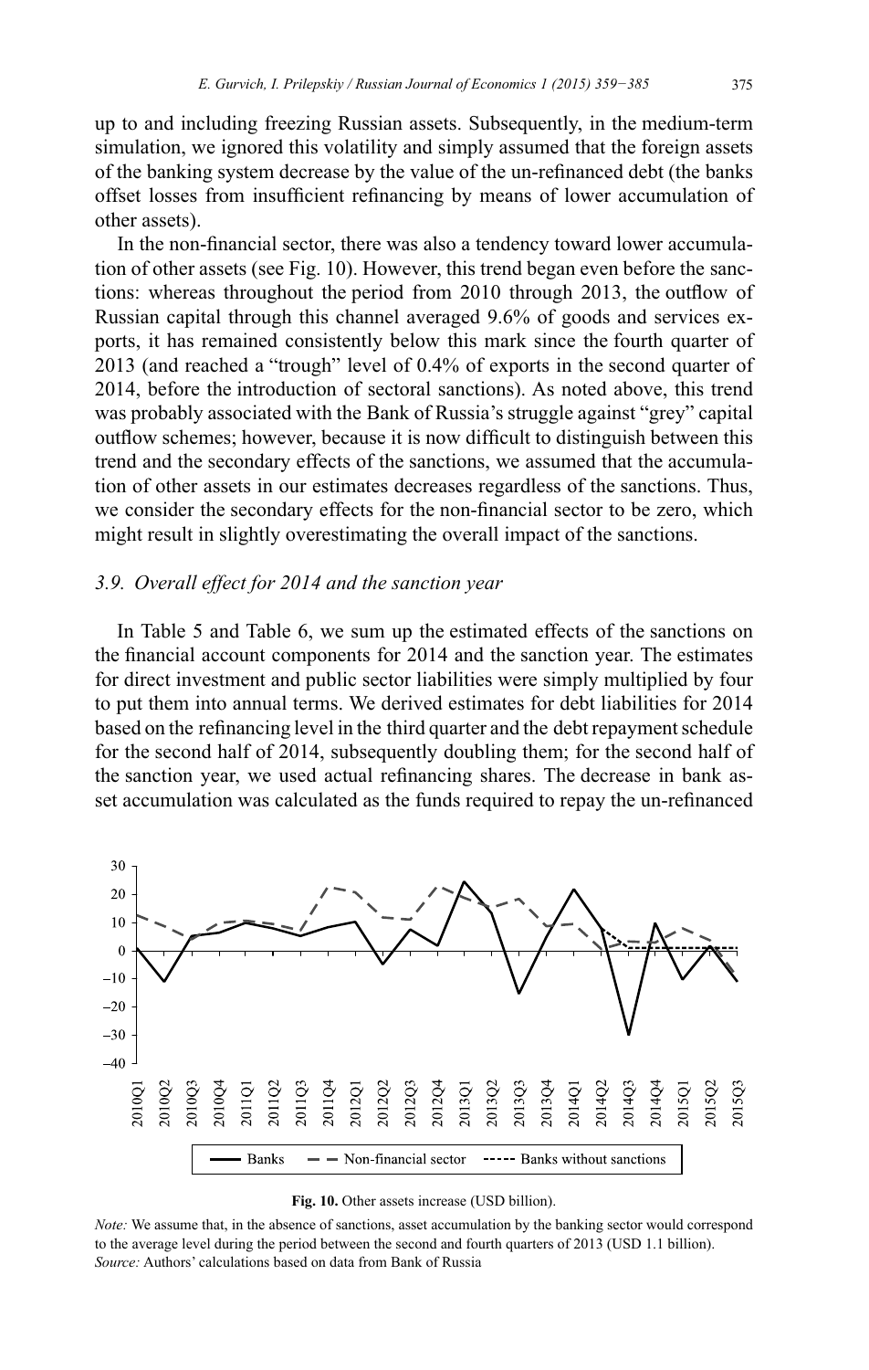up to and including freezing Russian assets. Subsequently, in the medium-term simulation, we ignored this volatility and simply assumed that the foreign assets of the banking system decrease by the value of the un-refinanced debt (the banks offset losses from insufficient refinancing by means of lower accumulation of other assets).

In the non-financial sector, there was also a tendency toward lower accumulation of other assets (see Fig. 10). However, this trend began even before the sanctions: whereas throughout the period from 2010 through 2013, the outflow of Russian capital through this channel averaged 9.6% of goods and services exports, it has remained consistently below this mark since the fourth quarter of 2013 (and reached a "trough" level of 0.4% of exports in the second quarter of 2014, before the introduction of sectoral sanctions). As noted above, this trend was probably associated with the Bank of Russia's struggle against "grey" capital outflow schemes; however, because it is now difficult to distinguish between this trend and the secondary effects of the sanctions, we assumed that the accumulation of other assets in our estimates decreases regardless of the sanctions. Thus, we consider the secondary effects for the non-financial sector to be zero, which might result in slightly overestimating the overall impact of the sanctions.

### *3.9. Overall effect for 2014 and the sanction year*

In Table 5 and Table 6, we sum up the estimated effects of the sanctions on the financial account components for 2014 and the sanction year. The estimates for direct investment and public sector liabilities were simply multiplied by four to put them into annual terms. We derived estimates for debt liabilities for 2014 based on the refinancing level in the third quarter and the debt repayment schedule for the second half of 2014, subsequently doubling them; for the second half of the sanction year, we used actual refinancing shares. The decrease in bank asset accumulation was calculated as the funds required to repay the un-refinanced

30
20
10
0
−10
−20
−30
−40

2010Q1 2010Q2 2010Q3 2010Q4 2011Q1 2011Q2 2011Q3 2011Q4 2012Q1 2012Q2 2012Q3 2012Q4 2013Q1 2013Q2 2013Q3 2013Q4 2014Q1 2014Q2 2014Q3 2014Q4 2015Q1 2015Q2 2015Q3

Banks — Non-financial sector ---- Banks without sanctions

**Fig. 10.** Other assets increase (USD billion).

*Note:* We assume that, in the absence of sanctions, asset accumulation by the banking sector would correspond to the average level during the period between the second and fourth quarters of 2013 (USD 1.1 billion).
*Source:* Authors' calculations based on data from Bank of Russia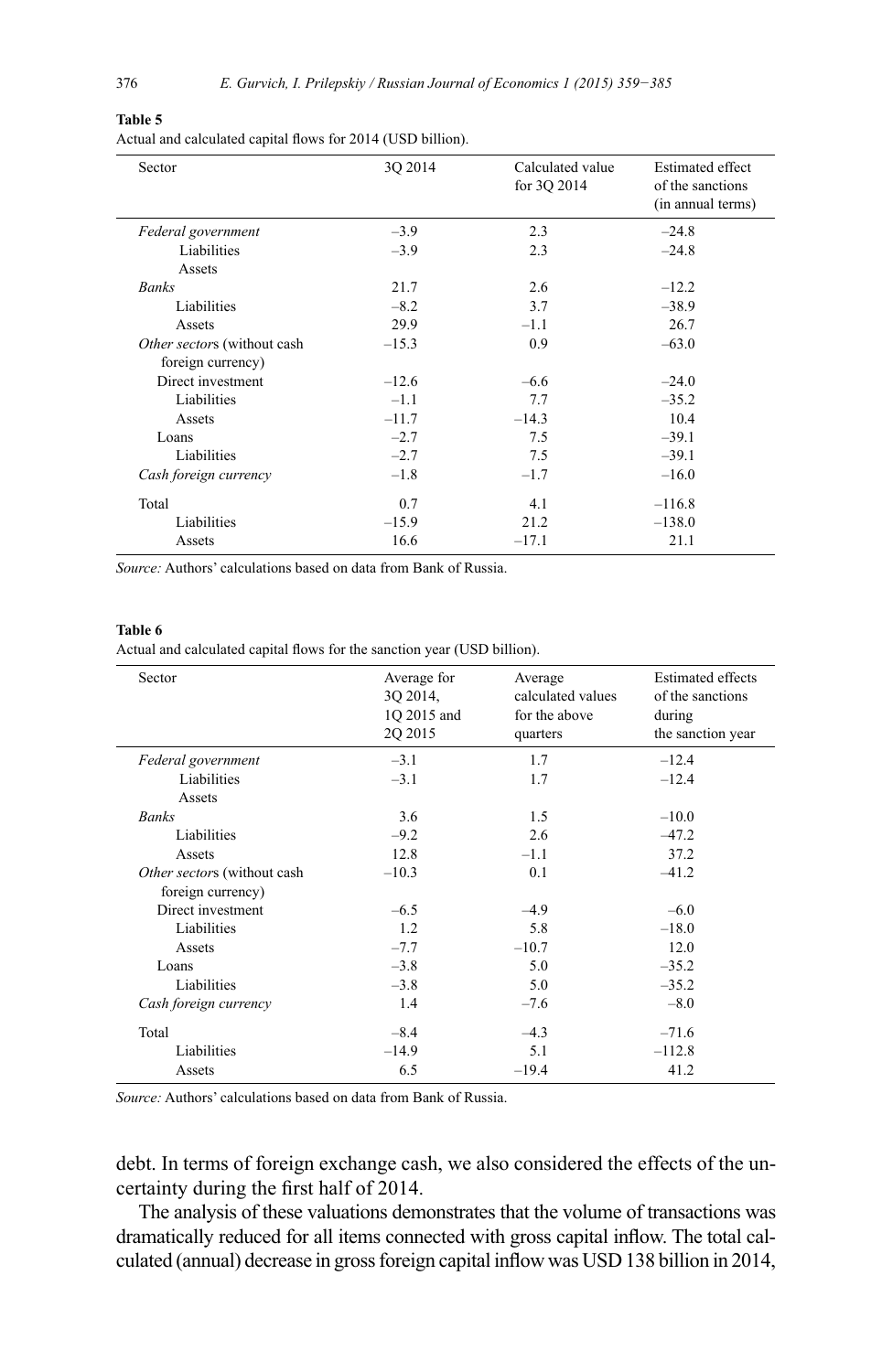**Table 5**

Actual and calculated capital flows for 2014 (USD billion).

| Sector | 3Q 2014 | Calculated value for 3Q 2014 | Estimated effect of the sanctions (in annual terms) |
|---|---|---|---|
| *Federal government* | −3.9 | 2.3 | −24.8 |
| Liabilities | −3.9 | 2.3 | −24.8 |
| Assets | | | |
| *Banks* | 21.7 | 2.6 | −12.2 |
| Liabilities | −8.2 | 3.7 | −38.9 |
| Assets | 29.9 | −1.1 | 26.7 |
| *Other sector*s (without cash foreign currency) | −15.3 | 0.9 | −63.0 |
| Direct investment | −12.6 | −6.6 | −24.0 |
| Liabilities | −1.1 | 7.7 | −35.2 |
| Assets | −11.7 | −14.3 | 10.4 |
| Loans | −2.7 | 7.5 | −39.1 |
| Liabilities | −2.7 | 7.5 | −39.1 |
| *Cash foreign currency* | −1.8 | −1.7 | −16.0 |
| Total | 0.7 | 4.1 | −116.8 |
| Liabilities | −15.9 | 21.2 | −138.0 |
| Assets | 16.6 | −17.1 | 21.1 |

*Source:* Authors' calculations based on data from Bank of Russia.

**Table 6**

Actual and calculated capital flows for the sanction year (USD billion).

| Sector | Average for 3Q 2014, 1Q 2015 and 2Q 2015 | Average calculated values for the above quarters | Estimated effects of the sanctions during the sanction year |
|---|---|---|---|
| *Federal government* | −3.1 | 1.7 | −12.4 |
| Liabilities | −3.1 | 1.7 | −12.4 |
| Assets | | | |
| *Banks* | 3.6 | 1.5 | −10.0 |
| Liabilities | −9.2 | 2.6 | −47.2 |
| Assets | 12.8 | −1.1 | 37.2 |
| *Other sector*s (without cash foreign currency) | −10.3 | 0.1 | −41.2 |
| Direct investment | −6.5 | −4.9 | −6.0 |
| Liabilities | 1.2 | 5.8 | −18.0 |
| Assets | −7.7 | −10.7 | 12.0 |
| Loans | −3.8 | 5.0 | −35.2 |
| Liabilities | −3.8 | 5.0 | −35.2 |
| *Cash foreign currency* | 1.4 | −7.6 | −8.0 |
| Total | −8.4 | −4.3 | −71.6 |
| Liabilities | −14.9 | 5.1 | −112.8 |
| Assets | 6.5 | −19.4 | 41.2 |

*Source:* Authors' calculations based on data from Bank of Russia.

debt. In terms of foreign exchange cash, we also considered the effects of the uncertainty during the first half of 2014.

The analysis of these valuations demonstrates that the volume of transactions was dramatically reduced for all items connected with gross capital inflow. The total calculated (annual) decrease in gross foreign capital inflow was USD 138 billion in 2014,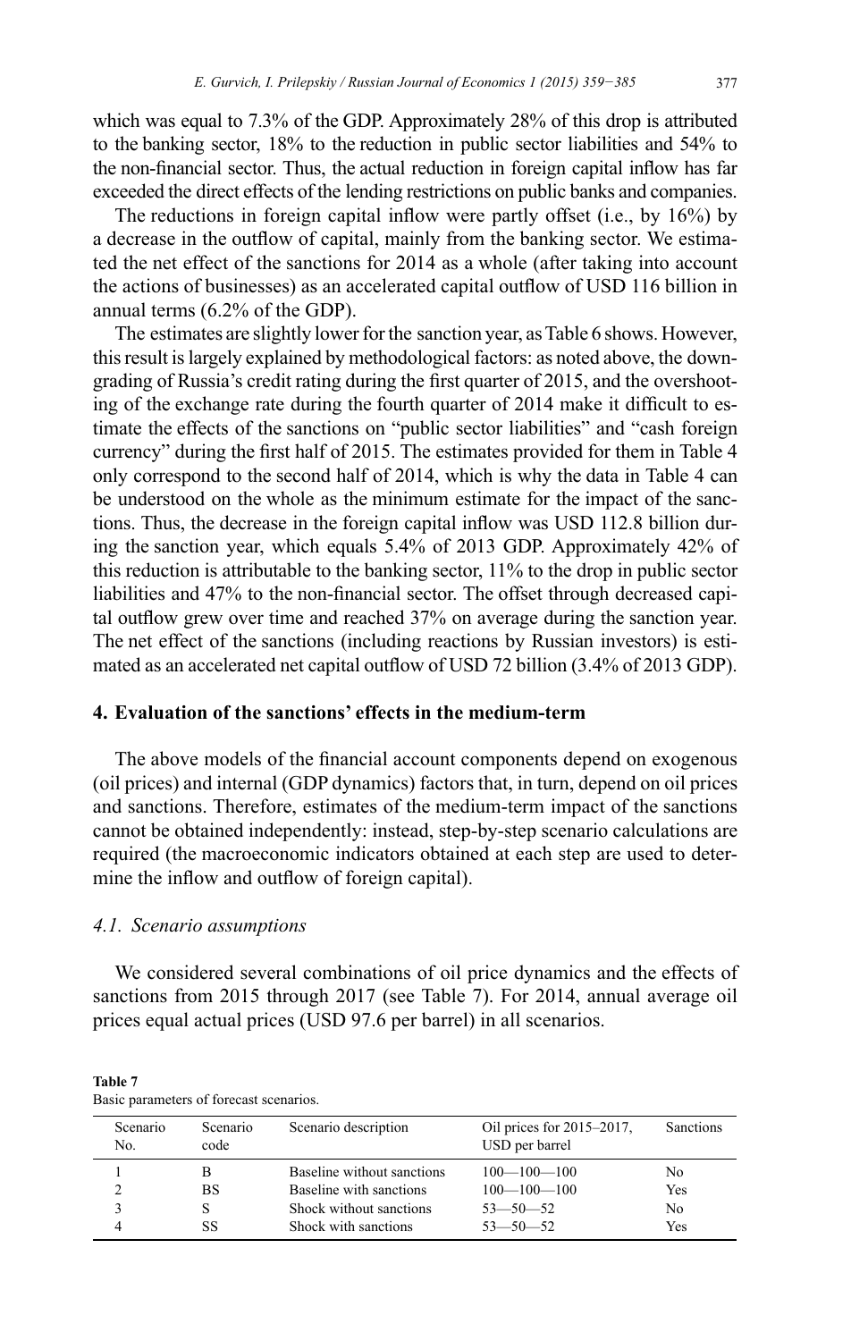which was equal to 7.3% of the GDP. Approximately 28% of this drop is attributed to the banking sector, 18% to the reduction in public sector liabilities and 54% to the non-financial sector. Thus, the actual reduction in foreign capital inflow has far exceeded the direct effects of the lending restrictions on public banks and companies.

The reductions in foreign capital inflow were partly offset (i.e., by 16%) by a decrease in the outflow of capital, mainly from the banking sector. We estimated the net effect of the sanctions for 2014 as a whole (after taking into account the actions of businesses) as an accelerated capital outflow of USD 116 billion in annual terms (6.2% of the GDP).

The estimates are slightly lower for the sanction year, as Table 6 shows. However, this result is largely explained by methodological factors: as noted above, the downgrading of Russia's credit rating during the first quarter of 2015, and the overshooting of the exchange rate during the fourth quarter of 2014 make it difficult to estimate the effects of the sanctions on "public sector liabilities" and "cash foreign currency" during the first half of 2015. The estimates provided for them in Table 4 only correspond to the second half of 2014, which is why the data in Table 4 can be understood on the whole as the minimum estimate for the impact of the sanctions. Thus, the decrease in the foreign capital inflow was USD 112.8 billion during the sanction year, which equals 5.4% of 2013 GDP. Approximately 42% of this reduction is attributable to the banking sector, 11% to the drop in public sector liabilities and 47% to the non-financial sector. The offset through decreased capital outflow grew over time and reached 37% on average during the sanction year. The net effect of the sanctions (including reactions by Russian investors) is estimated as an accelerated net capital outflow of USD 72 billion (3.4% of 2013 GDP).

## 4. Evaluation of the sanctions' effects in the medium-term

The above models of the financial account components depend on exogenous (oil prices) and internal (GDP dynamics) factors that, in turn, depend on oil prices and sanctions. Therefore, estimates of the medium-term impact of the sanctions cannot be obtained independently: instead, step-by-step scenario calculations are required (the macroeconomic indicators obtained at each step are used to determine the inflow and outflow of foreign capital).

### *4.1. Scenario assumptions*

We considered several combinations of oil price dynamics and the effects of sanctions from 2015 through 2017 (see Table 7). For 2014, annual average oil prices equal actual prices (USD 97.6 per barrel) in all scenarios.

**Table 7**
Basic parameters of forecast scenarios.

| Scenario No. | Scenario code | Scenario description | Oil prices for 2015–2017, USD per barrel | Sanctions |
|---|---|---|---|---|
| 1 | B | Baseline without sanctions | 100—100—100 | No |
| 2 | BS | Baseline with sanctions | 100—100—100 | Yes |
| 3 | S | Shock without sanctions | 53—50—52 | No |
| 4 | SS | Shock with sanctions | 53—50—52 | Yes |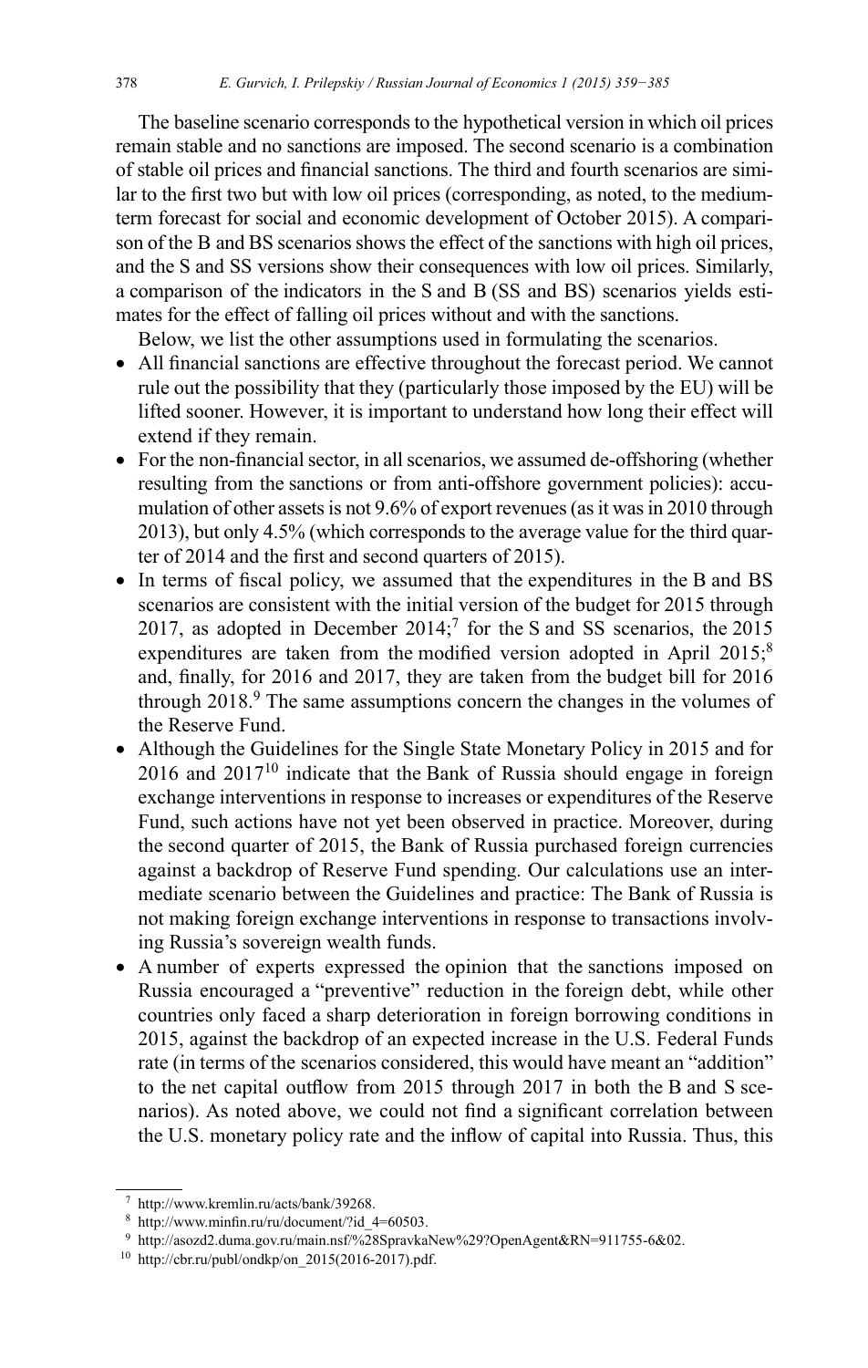The baseline scenario corresponds to the hypothetical version in which oil prices remain stable and no sanctions are imposed. The second scenario is a combination of stable oil prices and financial sanctions. The third and fourth scenarios are similar to the first two but with low oil prices (corresponding, as noted, to the medium-term forecast for social and economic development of October 2015). A comparison of the B and BS scenarios shows the effect of the sanctions with high oil prices, and the S and SS versions show their consequences with low oil prices. Similarly, a comparison of the indicators in the S and B (SS and BS) scenarios yields estimates for the effect of falling oil prices without and with the sanctions.

Below, we list the other assumptions used in formulating the scenarios.

- All financial sanctions are effective throughout the forecast period. We cannot rule out the possibility that they (particularly those imposed by the EU) will be lifted sooner. However, it is important to understand how long their effect will extend if they remain.
- For the non-financial sector, in all scenarios, we assumed de-offshoring (whether resulting from the sanctions or from anti-offshore government policies): accumulation of other assets is not 9.6% of export revenues (as it was in 2010 through 2013), but only 4.5% (which corresponds to the average value for the third quarter of 2014 and the first and second quarters of 2015).
- In terms of fiscal policy, we assumed that the expenditures in the B and BS scenarios are consistent with the initial version of the budget for 2015 through 2017, as adopted in December 2014;[7] for the S and SS scenarios, the 2015 expenditures are taken from the modified version adopted in April 2015;[8] and, finally, for 2016 and 2017, they are taken from the budget bill for 2016 through 2018.[9] The same assumptions concern the changes in the volumes of the Reserve Fund.
- Although the Guidelines for the Single State Monetary Policy in 2015 and for 2016 and 2017[10] indicate that the Bank of Russia should engage in foreign exchange interventions in response to increases or expenditures of the Reserve Fund, such actions have not yet been observed in practice. Moreover, during the second quarter of 2015, the Bank of Russia purchased foreign currencies against a backdrop of Reserve Fund spending. Our calculations use an intermediate scenario between the Guidelines and practice: The Bank of Russia is not making foreign exchange interventions in response to transactions involving Russia's sovereign wealth funds.
- A number of experts expressed the opinion that the sanctions imposed on Russia encouraged a "preventive" reduction in the foreign debt, while other countries only faced a sharp deterioration in foreign borrowing conditions in 2015, against the backdrop of an expected increase in the U.S. Federal Funds rate (in terms of the scenarios considered, this would have meant an "addition" to the net capital outflow from 2015 through 2017 in both the B and S scenarios). As noted above, we could not find a significant correlation between the U.S. monetary policy rate and the inflow of capital into Russia. Thus, this

---

[7] http://www.kremlin.ru/acts/bank/39268.

[8] http://www.minfin.ru/ru/document/?id_4=60503.

[9] http://asozd2.duma.gov.ru/main.nsf/%28SpravkaNew%29?OpenAgent&RN=911755-6&02.

[10] http://cbr.ru/publ/ondkp/on_2015(2016-2017).pdf.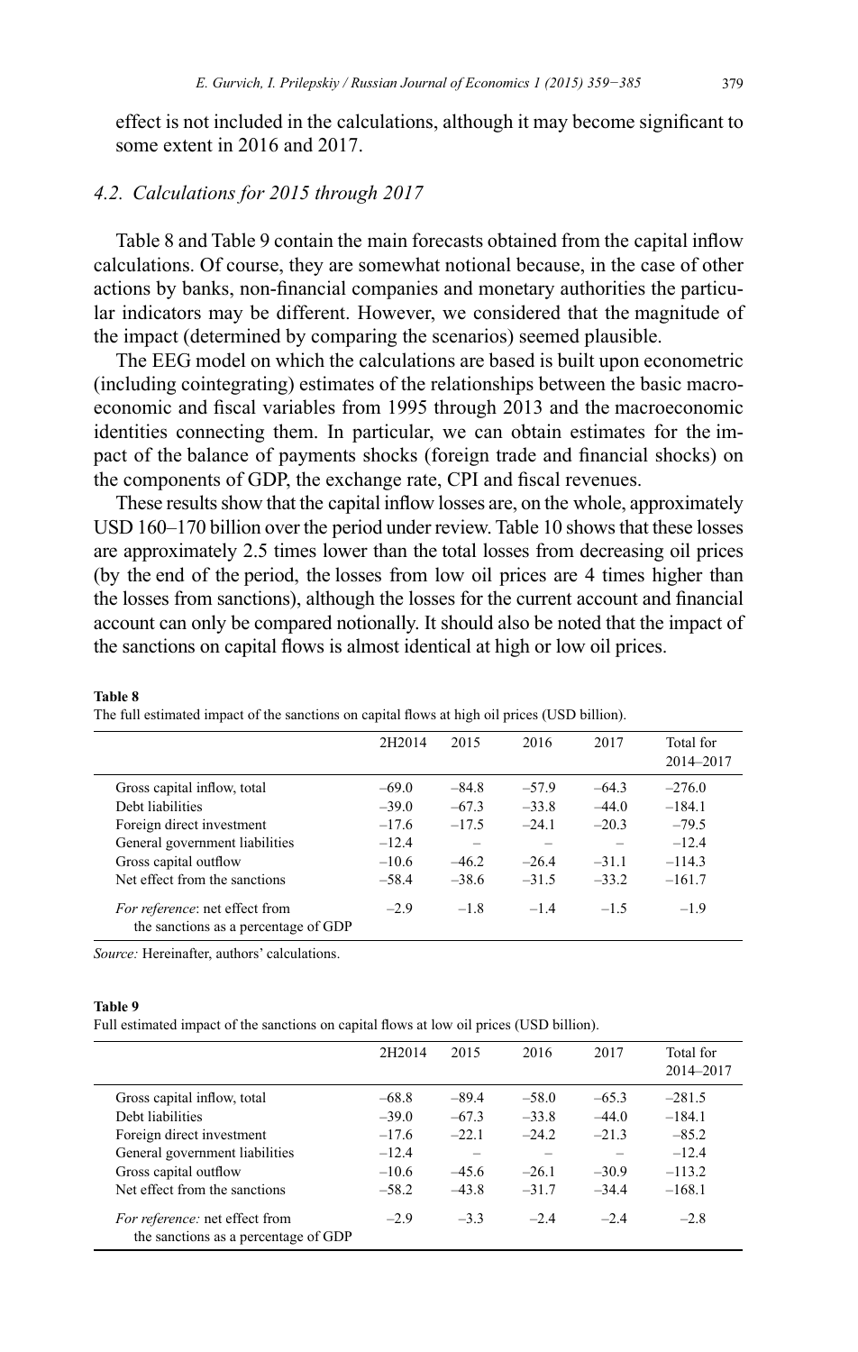effect is not included in the calculations, although it may become significant to some extent in 2016 and 2017.

### 4.2. Calculations for 2015 through 2017

Table 8 and Table 9 contain the main forecasts obtained from the capital inflow calculations. Of course, they are somewhat notional because, in the case of other actions by banks, non-financial companies and monetary authorities the particular indicators may be different. However, we considered that the magnitude of the impact (determined by comparing the scenarios) seemed plausible.

The EEG model on which the calculations are based is built upon econometric (including cointegrating) estimates of the relationships between the basic macroeconomic and fiscal variables from 1995 through 2013 and the macroeconomic identities connecting them. In particular, we can obtain estimates for the impact of the balance of payments shocks (foreign trade and financial shocks) on the components of GDP, the exchange rate, CPI and fiscal revenues.

These results show that the capital inflow losses are, on the whole, approximately USD 160–170 billion over the period under review. Table 10 shows that these losses are approximately 2.5 times lower than the total losses from decreasing oil prices (by the end of the period, the losses from low oil prices are 4 times higher than the losses from sanctions), although the losses for the current account and financial account can only be compared notionally. It should also be noted that the impact of the sanctions on capital flows is almost identical at high or low oil prices.

**Table 8**

The full estimated impact of the sanctions on capital flows at high oil prices (USD billion).

| | 2H2014 | 2015 | 2016 | 2017 | Total for 2014–2017 |
|---|---|---|---|---|---|
| Gross capital inflow, total | −69.0 | −84.8 | −57.9 | −64.3 | −276.0 |
| Debt liabilities | −39.0 | −67.3 | −33.8 | −44.0 | −184.1 |
| Foreign direct investment | −17.6 | −17.5 | −24.1 | −20.3 | −79.5 |
| General government liabilities | −12.4 | – | – | – | −12.4 |
| Gross capital outflow | −10.6 | −46.2 | −26.4 | −31.1 | −114.3 |
| Net effect from the sanctions | −58.4 | −38.6 | −31.5 | −33.2 | −161.7 |
| *For reference*: net effect from the sanctions as a percentage of GDP | −2.9 | −1.8 | −1.4 | −1.5 | −1.9 |

*Source:* Hereinafter, authors' calculations.

**Table 9**

Full estimated impact of the sanctions on capital flows at low oil prices (USD billion).

| | 2H2014 | 2015 | 2016 | 2017 | Total for 2014–2017 |
|---|---|---|---|---|---|
| Gross capital inflow, total | −68.8 | −89.4 | −58.0 | −65.3 | −281.5 |
| Debt liabilities | −39.0 | −67.3 | −33.8 | −44.0 | −184.1 |
| Foreign direct investment | −17.6 | −22.1 | −24.2 | −21.3 | −85.2 |
| General government liabilities | −12.4 | – | – | – | −12.4 |
| Gross capital outflow | −10.6 | −45.6 | −26.1 | −30.9 | −113.2 |
| Net effect from the sanctions | −58.2 | −43.8 | −31.7 | −34.4 | −168.1 |
| *For reference:* net effect from the sanctions as a percentage of GDP | −2.9 | −3.3 | −2.4 | −2.4 | −2.8 |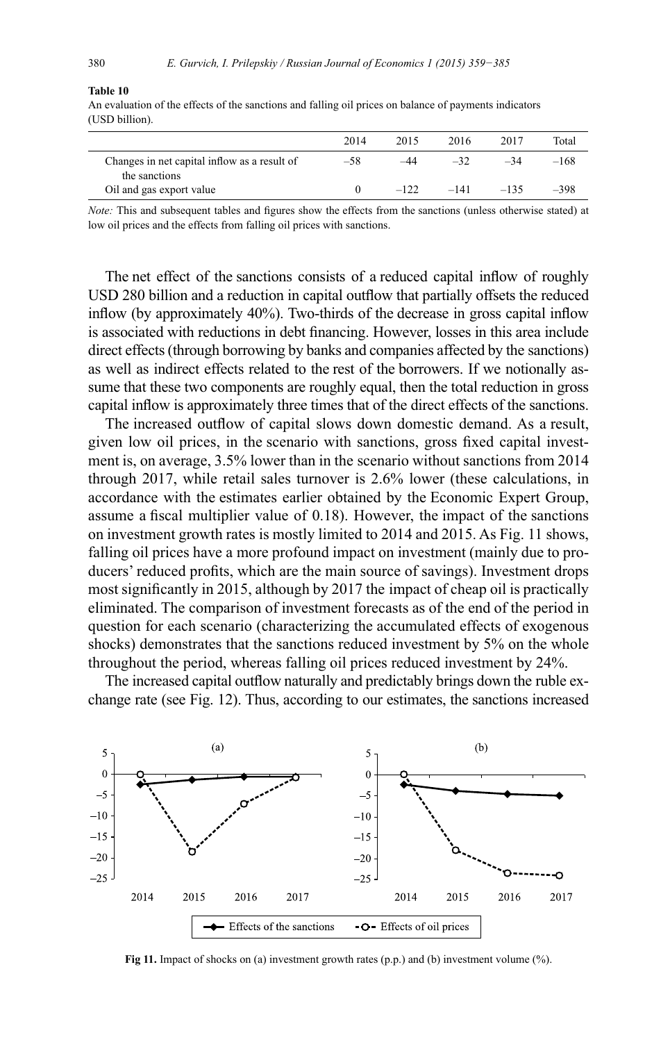**Table 10**

An evaluation of the effects of the sanctions and falling oil prices on balance of payments indicators (USD billion).

| | 2014 | 2015 | 2016 | 2017 | Total |
|---|---|---|---|---|---|
| Changes in net capital inflow as a result of the sanctions | −58 | −44 | −32 | −34 | −168 |
| Oil and gas export value | 0 | −122 | −141 | −135 | −398 |

*Note:* This and subsequent tables and figures show the effects from the sanctions (unless otherwise stated) at low oil prices and the effects from falling oil prices with sanctions.

The net effect of the sanctions consists of a reduced capital inflow of roughly USD 280 billion and a reduction in capital outflow that partially offsets the reduced inflow (by approximately 40%). Two-thirds of the decrease in gross capital inflow is associated with reductions in debt financing. However, losses in this area include direct effects (through borrowing by banks and companies affected by the sanctions) as well as indirect effects related to the rest of the borrowers. If we notionally assume that these two components are roughly equal, then the total reduction in gross capital inflow is approximately three times that of the direct effects of the sanctions.

The increased outflow of capital slows down domestic demand. As a result, given low oil prices, in the scenario with sanctions, gross fixed capital investment is, on average, 3.5% lower than in the scenario without sanctions from 2014 through 2017, while retail sales turnover is 2.6% lower (these calculations, in accordance with the estimates earlier obtained by the Economic Expert Group, assume a fiscal multiplier value of 0.18). However, the impact of the sanctions on investment growth rates is mostly limited to 2014 and 2015. As Fig. 11 shows, falling oil prices have a more profound impact on investment (mainly due to producers' reduced profits, which are the main source of savings). Investment drops most significantly in 2015, although by 2017 the impact of cheap oil is practically eliminated. The comparison of investment forecasts as of the end of the period in question for each scenario (characterizing the accumulated effects of exogenous shocks) demonstrates that the sanctions reduced investment by 5% on the whole throughout the period, whereas falling oil prices reduced investment by 24%.

The increased capital outflow naturally and predictably brings down the ruble exchange rate (see Fig. 12). Thus, according to our estimates, the sanctions increased

(a)
5
0
−5
−10
−15
−20
−25
2014 2015 2016 2017

(b)
5
0
−5
−10
−15
−20
−25
2014 2015 2016 2017

Effects of the sanctions
Effects of oil prices

**Fig 11.** Impact of shocks on (a) investment growth rates (p.p.) and (b) investment volume (%).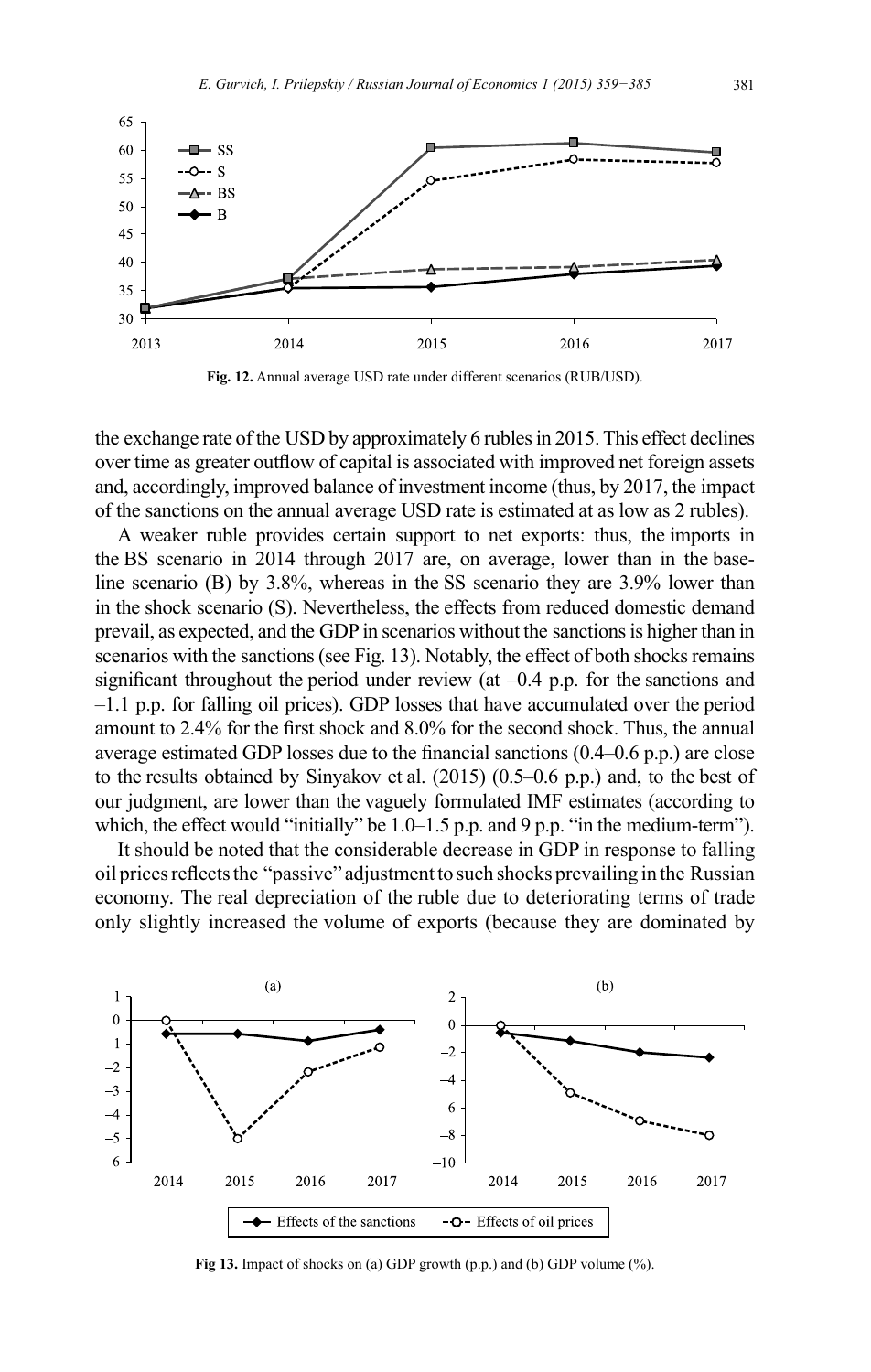65
60
55
50
45
40
35
30

2013 2014 2015 2016 2017

SS
S
BS
B

**Fig. 12.** Annual average USD rate under different scenarios (RUB/USD).

the exchange rate of the USD by approximately 6 rubles in 2015. This effect declines over time as greater outflow of capital is associated with improved net foreign assets and, accordingly, improved balance of investment income (thus, by 2017, the impact of the sanctions on the annual average USD rate is estimated at as low as 2 rubles).

A weaker ruble provides certain support to net exports: thus, the imports in the BS scenario in 2014 through 2017 are, on average, lower than in the baseline scenario (B) by 3.8%, whereas in the SS scenario they are 3.9% lower than in the shock scenario (S). Nevertheless, the effects from reduced domestic demand prevail, as expected, and the GDP in scenarios without the sanctions is higher than in scenarios with the sanctions (see Fig. 13). Notably, the effect of both shocks remains significant throughout the period under review (at –0.4 p.p. for the sanctions and –1.1 p.p. for falling oil prices). GDP losses that have accumulated over the period amount to 2.4% for the first shock and 8.0% for the second shock. Thus, the annual average estimated GDP losses due to the financial sanctions (0.4–0.6 p.p.) are close to the results obtained by Sinyakov et al. (2015) (0.5–0.6 p.p.) and, to the best of our judgment, are lower than the vaguely formulated IMF estimates (according to which, the effect would "initially" be 1.0–1.5 p.p. and 9 p.p. "in the medium-term").

It should be noted that the considerable decrease in GDP in response to falling oil prices reflects the "passive" adjustment to such shocks prevailing in the Russian economy. The real depreciation of the ruble due to deteriorating terms of trade only slightly increased the volume of exports (because they are dominated by

(a)

1
0
−1
−2
−3
−4
−5
−6

2014 2015 2016 2017

(b)

2
0
−2
−4
−6
−8
−10

2014 2015 2016 2017

Effects of the sanctions
Effects of oil prices

**Fig 13.** Impact of shocks on (a) GDP growth (p.p.) and (b) GDP volume (%).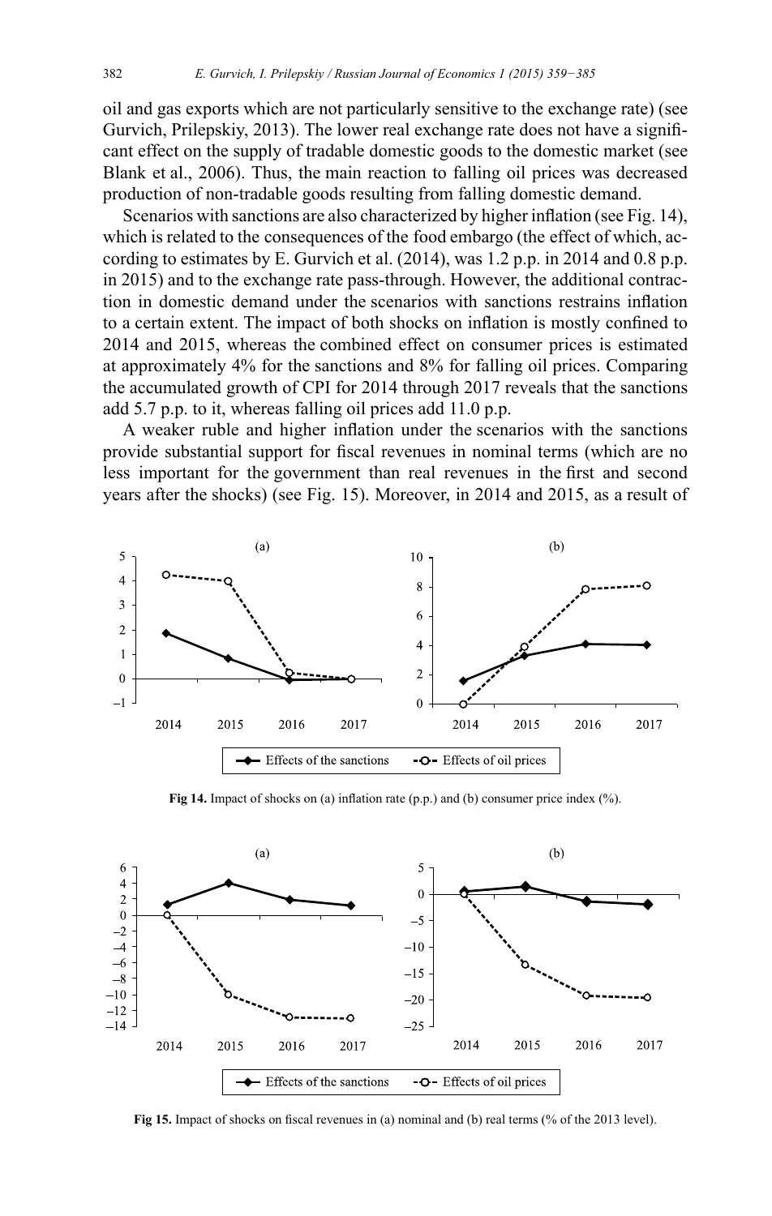oil and gas exports which are not particularly sensitive to the exchange rate) (see Gurvich, Prilepskiy, 2013). The lower real exchange rate does not have a significant effect on the supply of tradable domestic goods to the domestic market (see Blank et al., 2006). Thus, the main reaction to falling oil prices was decreased production of non-tradable goods resulting from falling domestic demand.

Scenarios with sanctions are also characterized by higher inflation (see Fig. 14), which is related to the consequences of the food embargo (the effect of which, according to estimates by E. Gurvich et al. (2014), was 1.2 p.p. in 2014 and 0.8 p.p. in 2015) and to the exchange rate pass-through. However, the additional contraction in domestic demand under the scenarios with sanctions restrains inflation to a certain extent. The impact of both shocks on inflation is mostly confined to 2014 and 2015, whereas the combined effect on consumer prices is estimated at approximately 4% for the sanctions and 8% for falling oil prices. Comparing the accumulated growth of CPI for 2014 through 2017 reveals that the sanctions add 5.7 p.p. to it, whereas falling oil prices add 11.0 p.p.

A weaker ruble and higher inflation under the scenarios with the sanctions provide substantial support for fiscal revenues in nominal terms (which are no less important for the government than real revenues in the first and second years after the shocks) (see Fig. 15). Moreover, in 2014 and 2015, as a result of

**Fig 14.** Impact of shocks on (a) inflation rate (p.p.) and (b) consumer price index (%).

**Fig 15.** Impact of shocks on fiscal revenues in (a) nominal and (b) real terms (% of the 2013 level).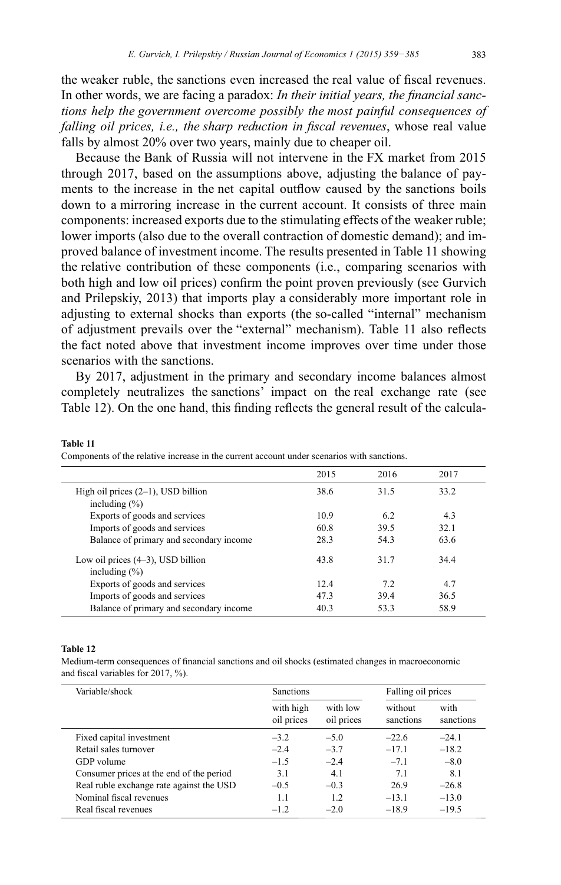the weaker ruble, the sanctions even increased the real value of fiscal revenues. In other words, we are facing a paradox: *In their initial years, the financial sanctions help the government overcome possibly the most painful consequences of falling oil prices, i.e., the sharp reduction in fiscal revenues*, whose real value falls by almost 20% over two years, mainly due to cheaper oil.

Because the Bank of Russia will not intervene in the FX market from 2015 through 2017, based on the assumptions above, adjusting the balance of payments to the increase in the net capital outflow caused by the sanctions boils down to a mirroring increase in the current account. It consists of three main components: increased exports due to the stimulating effects of the weaker ruble; lower imports (also due to the overall contraction of domestic demand); and improved balance of investment income. The results presented in Table 11 showing the relative contribution of these components (i.e., comparing scenarios with both high and low oil prices) confirm the point proven previously (see Gurvich and Prilepskiy, 2013) that imports play a considerably more important role in adjusting to external shocks than exports (the so-called "internal" mechanism of adjustment prevails over the "external" mechanism). Table 11 also reflects the fact noted above that investment income improves over time under those scenarios with the sanctions.

By 2017, adjustment in the primary and secondary income balances almost completely neutralizes the sanctions' impact on the real exchange rate (see Table 12). On the one hand, this finding reflects the general result of the calcula-

**Table 11**

Components of the relative increase in the current account under scenarios with sanctions.

| | 2015 | 2016 | 2017 |
|---|---|---|---|
| High oil prices (2–1), USD billion<br>including (%) | 38.6 | 31.5 | 33.2 |
| Exports of goods and services | 10.9 | 6.2 | 4.3 |
| Imports of goods and services | 60.8 | 39.5 | 32.1 |
| Balance of primary and secondary income | 28.3 | 54.3 | 63.6 |
| Low oil prices (4–3), USD billion<br>including (%) | 43.8 | 31.7 | 34.4 |
| Exports of goods and services | 12.4 | 7.2 | 4.7 |
| Imports of goods and services | 47.3 | 39.4 | 36.5 |
| Balance of primary and secondary income | 40.3 | 53.3 | 58.9 |

**Table 12**

Medium-term consequences of financial sanctions and oil shocks (estimated changes in macroeconomic and fiscal variables for 2017, %).

| Variable/shock | Sanctions | | Falling oil prices | |
|---|---|---|---|---|
| | with high oil prices | with low oil prices | without sanctions | with sanctions |
| Fixed capital investment | −3.2 | −5.0 | −22.6 | −24.1 |
| Retail sales turnover | −2.4 | −3.7 | −17.1 | −18.2 |
| GDP volume | −1.5 | −2.4 | −7.1 | −8.0 |
| Consumer prices at the end of the period | 3.1 | 4.1 | 7.1 | 8.1 |
| Real ruble exchange rate against the USD | −0.5 | −0.3 | 26.9 | −26.8 |
| Nominal fiscal revenues | 1.1 | 1.2 | −13.1 | −13.0 |
| Real fiscal revenues | −1.2 | −2.0 | −18.9 | −19.5 |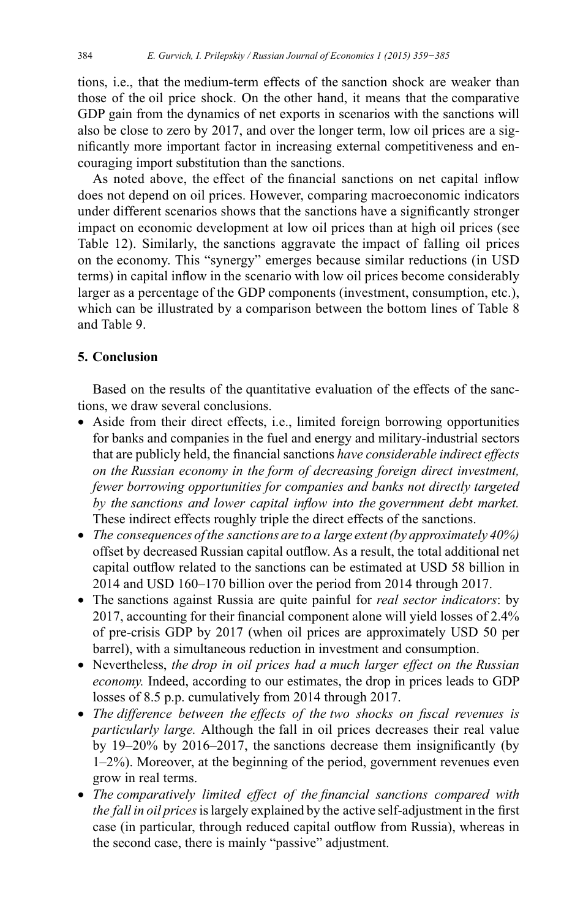tions, i.e., that the medium-term effects of the sanction shock are weaker than those of the oil price shock. On the other hand, it means that the comparative GDP gain from the dynamics of net exports in scenarios with the sanctions will also be close to zero by 2017, and over the longer term, low oil prices are a significantly more important factor in increasing external competitiveness and encouraging import substitution than the sanctions.

As noted above, the effect of the financial sanctions on net capital inflow does not depend on oil prices. However, comparing macroeconomic indicators under different scenarios shows that the sanctions have a significantly stronger impact on economic development at low oil prices than at high oil prices (see Table 12). Similarly, the sanctions aggravate the impact of falling oil prices on the economy. This "synergy" emerges because similar reductions (in USD terms) in capital inflow in the scenario with low oil prices become considerably larger as a percentage of the GDP components (investment, consumption, etc.), which can be illustrated by a comparison between the bottom lines of Table 8 and Table 9.

## 5. Conclusion

Based on the results of the quantitative evaluation of the effects of the sanctions, we draw several conclusions.

- Aside from their direct effects, i.e., limited foreign borrowing opportunities for banks and companies in the fuel and energy and military-industrial sectors that are publicly held, the financial sanctions *have considerable indirect effects on the Russian economy in the form of decreasing foreign direct investment, fewer borrowing opportunities for companies and banks not directly targeted by the sanctions and lower capital inflow into the government debt market.* These indirect effects roughly triple the direct effects of the sanctions.
- *The consequences of the sanctions are to a large extent (by approximately 40%)* offset by decreased Russian capital outflow. As a result, the total additional net capital outflow related to the sanctions can be estimated at USD 58 billion in 2014 and USD 160–170 billion over the period from 2014 through 2017.
- The sanctions against Russia are quite painful for *real sector indicators*: by 2017, accounting for their financial component alone will yield losses of 2.4% of pre-crisis GDP by 2017 (when oil prices are approximately USD 50 per barrel), with a simultaneous reduction in investment and consumption.
- Nevertheless, *the drop in oil prices had a much larger effect on the Russian economy.* Indeed, according to our estimates, the drop in prices leads to GDP losses of 8.5 p.p. cumulatively from 2014 through 2017.
- *The difference between the effects of the two shocks on fiscal revenues is particularly large.* Although the fall in oil prices decreases their real value by 19–20% by 2016–2017, the sanctions decrease them insignificantly (by 1–2%). Moreover, at the beginning of the period, government revenues even grow in real terms.
- *The comparatively limited effect of the financial sanctions compared with the fall in oil prices* is largely explained by the active self-adjustment in the first case (in particular, through reduced capital outflow from Russia), whereas in the second case, there is mainly "passive" adjustment.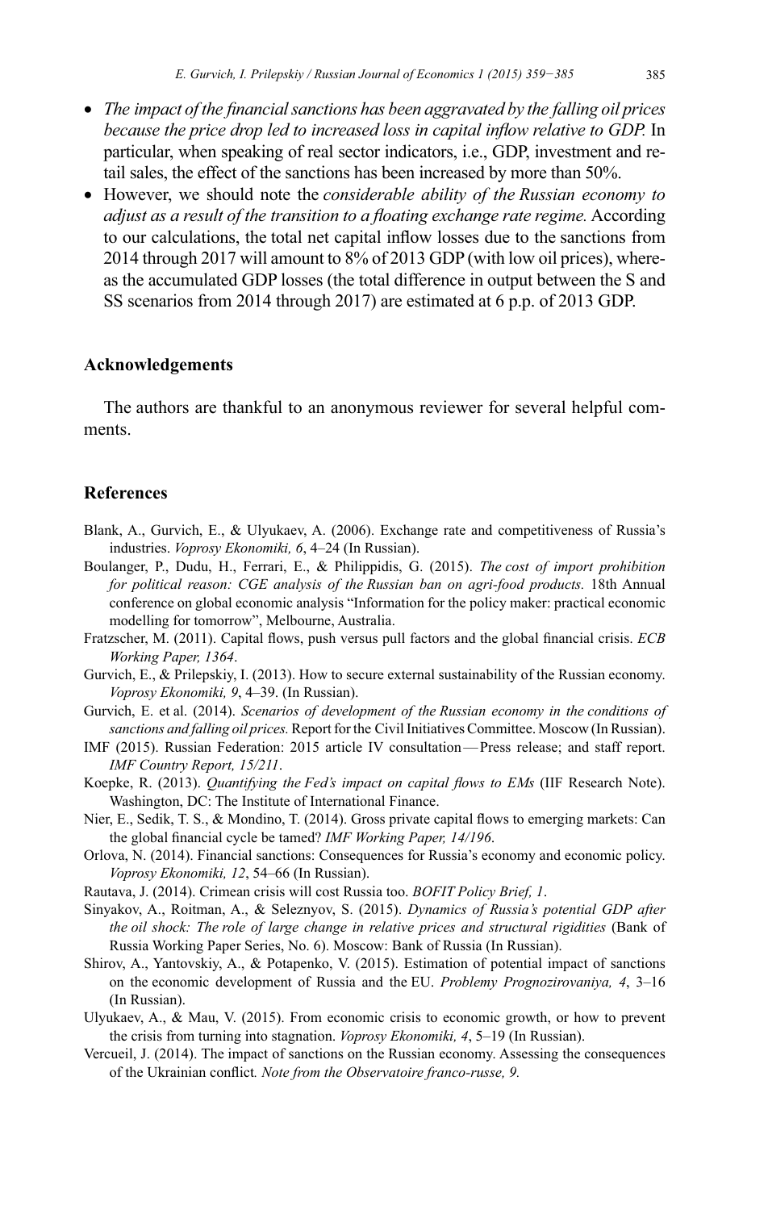- *The impact of the financial sanctions has been aggravated by the falling oil prices because the price drop led to increased loss in capital inflow relative to GDP.* In particular, when speaking of real sector indicators, i.e., GDP, investment and retail sales, the effect of the sanctions has been increased by more than 50%.
- However, we should note the *considerable ability of the Russian economy to adjust as a result of the transition to a floating exchange rate regime.* According to our calculations, the total net capital inflow losses due to the sanctions from 2014 through 2017 will amount to 8% of 2013 GDP (with low oil prices), whereas the accumulated GDP losses (the total difference in output between the S and SS scenarios from 2014 through 2017) are estimated at 6 p.p. of 2013 GDP.

## Acknowledgements

The authors are thankful to an anonymous reviewer for several helpful comments.

## References

Blank, A., Gurvich, E., & Ulyukaev, A. (2006). Exchange rate and competitiveness of Russia's industries. *Voprosy Ekonomiki, 6*, 4–24 (In Russian).

Boulanger, P., Dudu, H., Ferrari, E., & Philippidis, G. (2015). *The cost of import prohibition for political reason: CGE analysis of the Russian ban on agri-food products.* 18th Annual conference on global economic analysis "Information for the policy maker: practical economic modelling for tomorrow", Melbourne, Australia.

Fratzscher, M. (2011). Capital flows, push versus pull factors and the global financial crisis. *ECB Working Paper, 1364*.

Gurvich, E., & Prilepskiy, I. (2013). How to secure external sustainability of the Russian economy. *Voprosy Ekonomiki, 9*, 4–39. (In Russian).

Gurvich, E. et al. (2014). *Scenarios of development of the Russian economy in the conditions of sanctions and falling oil prices.* Report for the Civil Initiatives Committee. Moscow (In Russian).

IMF (2015). Russian Federation: 2015 article IV consultation—Press release; and staff report. *IMF Country Report, 15/211*.

Koepke, R. (2013). *Quantifying the Fed's impact on capital flows to EMs* (IIF Research Note). Washington, DC: The Institute of International Finance.

Nier, E., Sedik, T. S., & Mondino, T. (2014). Gross private capital flows to emerging markets: Can the global financial cycle be tamed? *IMF Working Paper, 14/196*.

Orlova, N. (2014). Financial sanctions: Consequences for Russia's economy and economic policy. *Voprosy Ekonomiki, 12*, 54–66 (In Russian).

Rautava, J. (2014). Crimean crisis will cost Russia too. *BOFIT Policy Brief, 1*.

Sinyakov, A., Roitman, A., & Seleznyov, S. (2015). *Dynamics of Russia's potential GDP after the oil shock: The role of large change in relative prices and structural rigidities* (Bank of Russia Working Paper Series, No. 6). Moscow: Bank of Russia (In Russian).

Shirov, A., Yantovskiy, A., & Potapenko, V. (2015). Estimation of potential impact of sanctions on the economic development of Russia and the EU. *Problemy Prognozirovaniya, 4*, 3–16 (In Russian).

Ulyukaev, A., & Mau, V. (2015). From economic crisis to economic growth, or how to prevent the crisis from turning into stagnation. *Voprosy Ekonomiki, 4*, 5–19 (In Russian).

Vercueil, J. (2014). The impact of sanctions on the Russian economy. Assessing the consequences of the Ukrainian conflict*. Note from the Observatoire franco-russe, 9.*